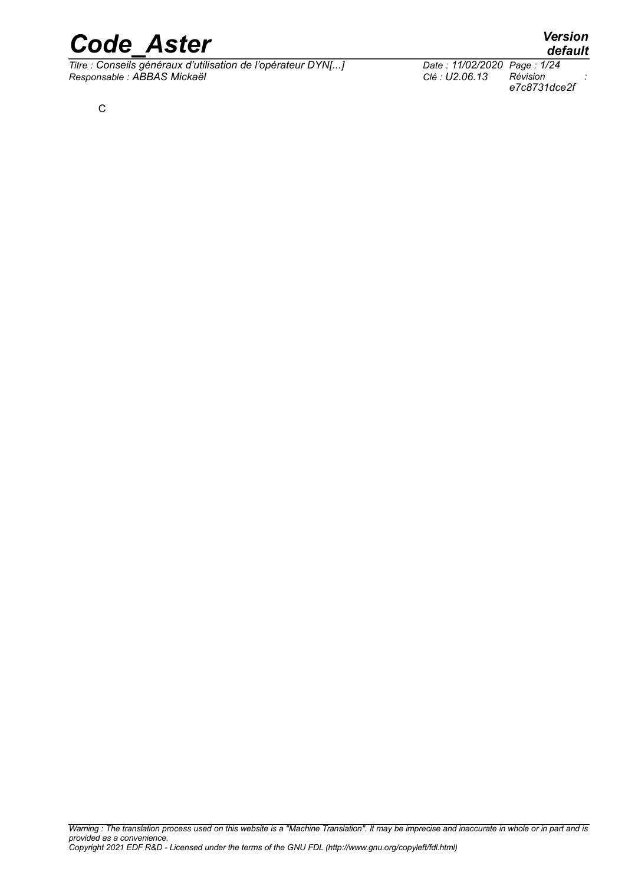C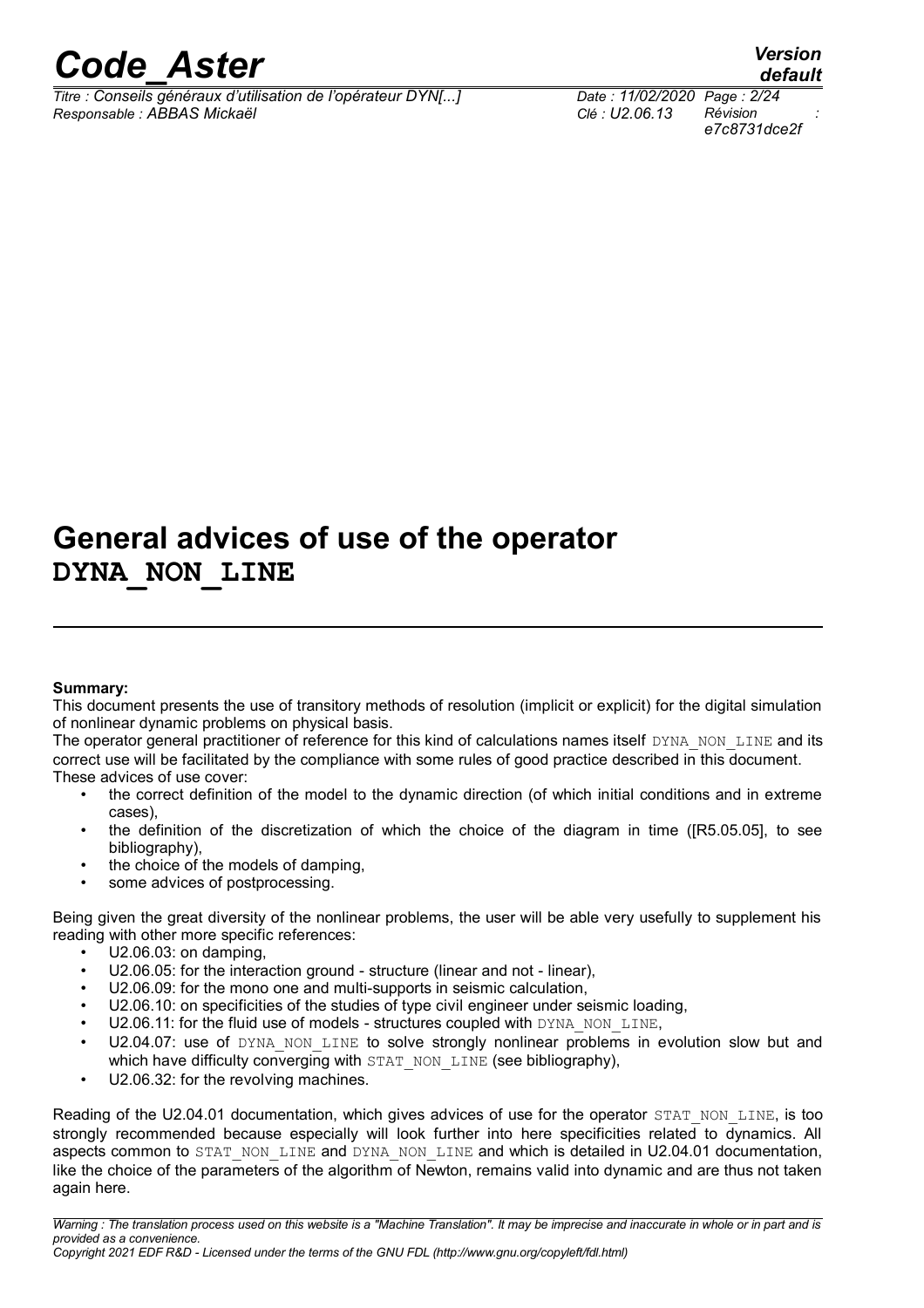# General advices of use of the operator DYNA_NON_LINE

**Summary:**

This document presents the use of transitory methods of resolution (implicit or explicit) for the digital simulation of nonlinear dynamic problems on physical basis.

The operator general practitioner of reference for this kind of calculations names itself DYNA_NON_LINE and its correct use will be facilitated by the compliance with some rules of good practice described in this document.

These advices of use cover:

- the correct definition of the model to the dynamic direction (of which initial conditions and in extreme cases),
- the definition of the discretization of which the choice of the diagram in time ([R5.05.05], to see bibliography),
- the choice of the models of damping,
- some advices of postprocessing.

Being given the great diversity of the nonlinear problems, the user will be able very usefully to supplement his reading with other more specific references:

- U2.06.03: on damping,
- U2.06.05: for the interaction ground - structure (linear and not - linear),
- U2.06.09: for the mono one and multi-supports in seismic calculation,
- U2.06.10: on specificities of the studies of type civil engineer under seismic loading,
- U2.06.11: for the fluid use of models - structures coupled with DYNA_NON_LINE,
- U2.04.07: use of DYNA_NON_LINE to solve strongly nonlinear problems in evolution slow but and which have difficulty converging with STAT_NON_LINE (see bibliography),
- U2.06.32: for the revolving machines.

Reading of the U2.04.01 documentation, which gives advices of use for the operator STAT_NON_LINE, is too strongly recommended because especially will look further into here specificities related to dynamics. All aspects common to STAT_NON_LINE and DYNA_NON_LINE and which is detailed in U2.04.01 documentation, like the choice of the parameters of the algorithm of Newton, remains valid into dynamic and are thus not taken again here.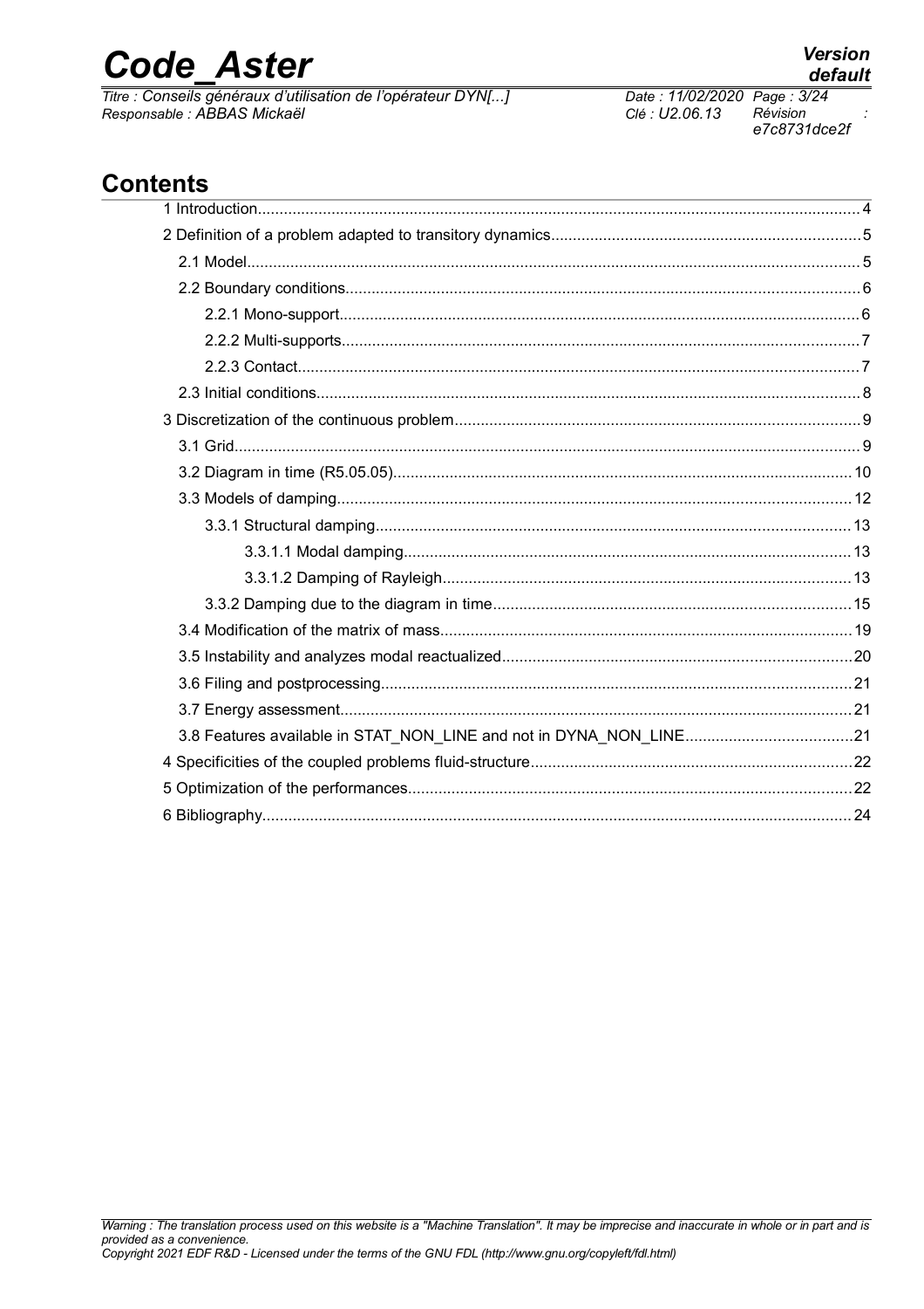## Contents

1 Introduction........................................................................................................................................4

2 Definition of a problem adapted to transitory dynamics......................................................................5

2.1 Model..........................................................................................................................................5

2.2 Boundary conditions....................................................................................................................6

2.2.1 Mono-support......................................................................................................................6

2.2.2 Multi-supports.....................................................................................................................7

2.2.3 Contact...............................................................................................................................7

2.3 Initial conditions..........................................................................................................................8

3 Discretization of the continuous problem............................................................................................9

3.1 Grid.............................................................................................................................................9

3.2 Diagram in time (R5.05.05)........................................................................................................10

3.3 Models of damping....................................................................................................................12

3.3.1 Structural damping............................................................................................................13

3.3.1.1 Modal damping.....................................................................................................13

3.3.1.2 Damping of Rayleigh............................................................................................13

3.3.2 Damping due to the diagram in time.................................................................................15

3.4 Modification of the matrix of mass.............................................................................................19

3.5 Instability and analyzes modal reactualized...............................................................................20

3.6 Filing and postprocessing..........................................................................................................21

3.7 Energy assessment...................................................................................................................21

3.8 Features available in STAT_NON_LINE and not in DYNA_NON_LINE......................................21

4 Specificities of the coupled problems fluid-structure.........................................................................22

5 Optimization of the performances....................................................................................................22

6 Bibliography......................................................................................................................................24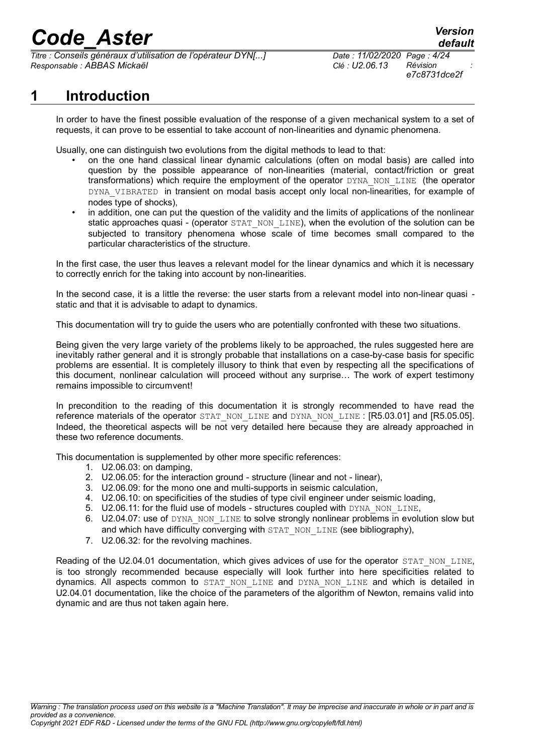# 1 Introduction

In order to have the finest possible evaluation of the response of a given mechanical system to a set of requests, it can prove to be essential to take account of non-linearities and dynamic phenomena.

Usually, one can distinguish two evolutions from the digital methods to lead to that:

- on the one hand classical linear dynamic calculations (often on modal basis) are called into question by the possible appearance of non-linearities (material, contact/friction or great transformations) which require the employment of the operator DYNA_NON_LINE (the operator DYNA_VIBRATED in transient on modal basis accept only local non-linearities, for example of nodes type of shocks),
- in addition, one can put the question of the validity and the limits of applications of the nonlinear static approaches quasi - (operator STAT_NON_LINE), when the evolution of the solution can be subjected to transitory phenomena whose scale of time becomes small compared to the particular characteristics of the structure.

In the first case, the user thus leaves a relevant model for the linear dynamics and which it is necessary to correctly enrich for the taking into account by non-linearities.

In the second case, it is a little the reverse: the user starts from a relevant model into non-linear quasi - static and that it is advisable to adapt to dynamics.

This documentation will try to guide the users who are potentially confronted with these two situations.

Being given the very large variety of the problems likely to be approached, the rules suggested here are inevitably rather general and it is strongly probable that installations on a case-by-case basis for specific problems are essential. It is completely illusory to think that even by respecting all the specifications of this document, nonlinear calculation will proceed without any surprise… The work of expert testimony remains impossible to circumvent!

In precondition to the reading of this documentation it is strongly recommended to have read the reference materials of the operator STAT_NON_LINE and DYNA_NON_LINE : [R5.03.01] and [R5.05.05]. Indeed, the theoretical aspects will be not very detailed here because they are already approached in these two reference documents.

This documentation is supplemented by other more specific references:

1. U2.06.03: on damping,
2. U2.06.05: for the interaction ground - structure (linear and not - linear),
3. U2.06.09: for the mono one and multi-supports in seismic calculation,
4. U2.06.10: on specificities of the studies of type civil engineer under seismic loading,
5. U2.06.11: for the fluid use of models - structures coupled with DYNA_NON_LINE,
6. U2.04.07: use of DYNA_NON_LINE to solve strongly nonlinear problems in evolution slow but and which have difficulty converging with STAT_NON_LINE (see bibliography),
7. U2.06.32: for the revolving machines.

Reading of the U2.04.01 documentation, which gives advices of use for the operator STAT_NON_LINE, is too strongly recommended because especially will look further into here specificities related to dynamics. All aspects common to STAT_NON_LINE and DYNA_NON_LINE and which is detailed in U2.04.01 documentation, like the choice of the parameters of the algorithm of Newton, remains valid into dynamic and are thus not taken again here.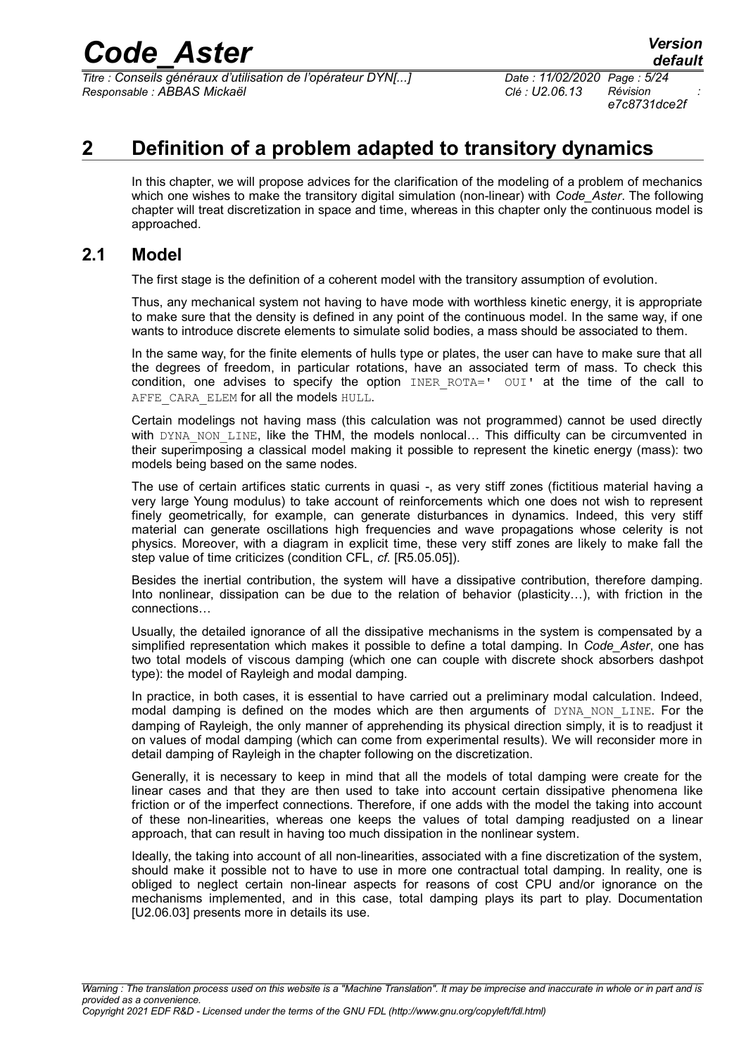# 2 Definition of a problem adapted to transitory dynamics

In this chapter, we will propose advices for the clarification of the modeling of a problem of mechanics which one wishes to make the transitory digital simulation (non-linear) with *Code_Aster*. The following chapter will treat discretization in space and time, whereas in this chapter only the continuous model is approached.

## 2.1 Model

The first stage is the definition of a coherent model with the transitory assumption of evolution.

Thus, any mechanical system not having to have mode with worthless kinetic energy, it is appropriate to make sure that the density is defined in any point of the continuous model. In the same way, if one wants to introduce discrete elements to simulate solid bodies, a mass should be associated to them.

In the same way, for the finite elements of hulls type or plates, the user can have to make sure that all the degrees of freedom, in particular rotations, have an associated term of mass. To check this condition, one advises to specify the option `INER_ROTA=' OUI'` at the time of the call to `AFFE_CARA_ELEM` for all the models `HULL`.

Certain modelings not having mass (this calculation was not programmed) cannot be used directly with `DYNA_NON_LINE`, like the THM, the models nonlocal… This difficulty can be circumvented in their superimposing a classical model making it possible to represent the kinetic energy (mass): two models being based on the same nodes.

The use of certain artifices static currents in quasi -, as very stiff zones (fictitious material having a very large Young modulus) to take account of reinforcements which one does not wish to represent finely geometrically, for example, can generate disturbances in dynamics. Indeed, this very stiff material can generate oscillations high frequencies and wave propagations whose celerity is not physics. Moreover, with a diagram in explicit time, these very stiff zones are likely to make fall the step value of time criticizes (condition CFL, *cf.* [R5.05.05]).

Besides the inertial contribution, the system will have a dissipative contribution, therefore damping. Into nonlinear, dissipation can be due to the relation of behavior (plasticity…), with friction in the connections…

Usually, the detailed ignorance of all the dissipative mechanisms in the system is compensated by a simplified representation which makes it possible to define a total damping. In *Code_Aster*, one has two total models of viscous damping (which one can couple with discrete shock absorbers dashpot type): the model of Rayleigh and modal damping.

In practice, in both cases, it is essential to have carried out a preliminary modal calculation. Indeed, modal damping is defined on the modes which are then arguments of `DYNA_NON_LINE`. For the damping of Rayleigh, the only manner of apprehending its physical direction simply, it is to readjust it on values of modal damping (which can come from experimental results). We will reconsider more in detail damping of Rayleigh in the chapter following on the discretization.

Generally, it is necessary to keep in mind that all the models of total damping were create for the linear cases and that they are then used to take into account certain dissipative phenomena like friction or of the imperfect connections. Therefore, if one adds with the model the taking into account of these non-linearities, whereas one keeps the values of total damping readjusted on a linear approach, that can result in having too much dissipation in the nonlinear system.

Ideally, the taking into account of all non-linearities, associated with a fine discretization of the system, should make it possible not to have to use in more one contractual total damping. In reality, one is obliged to neglect certain non-linear aspects for reasons of cost CPU and/or ignorance on the mechanisms implemented, and in this case, total damping plays its part to play. Documentation [U2.06.03] presents more in details its use.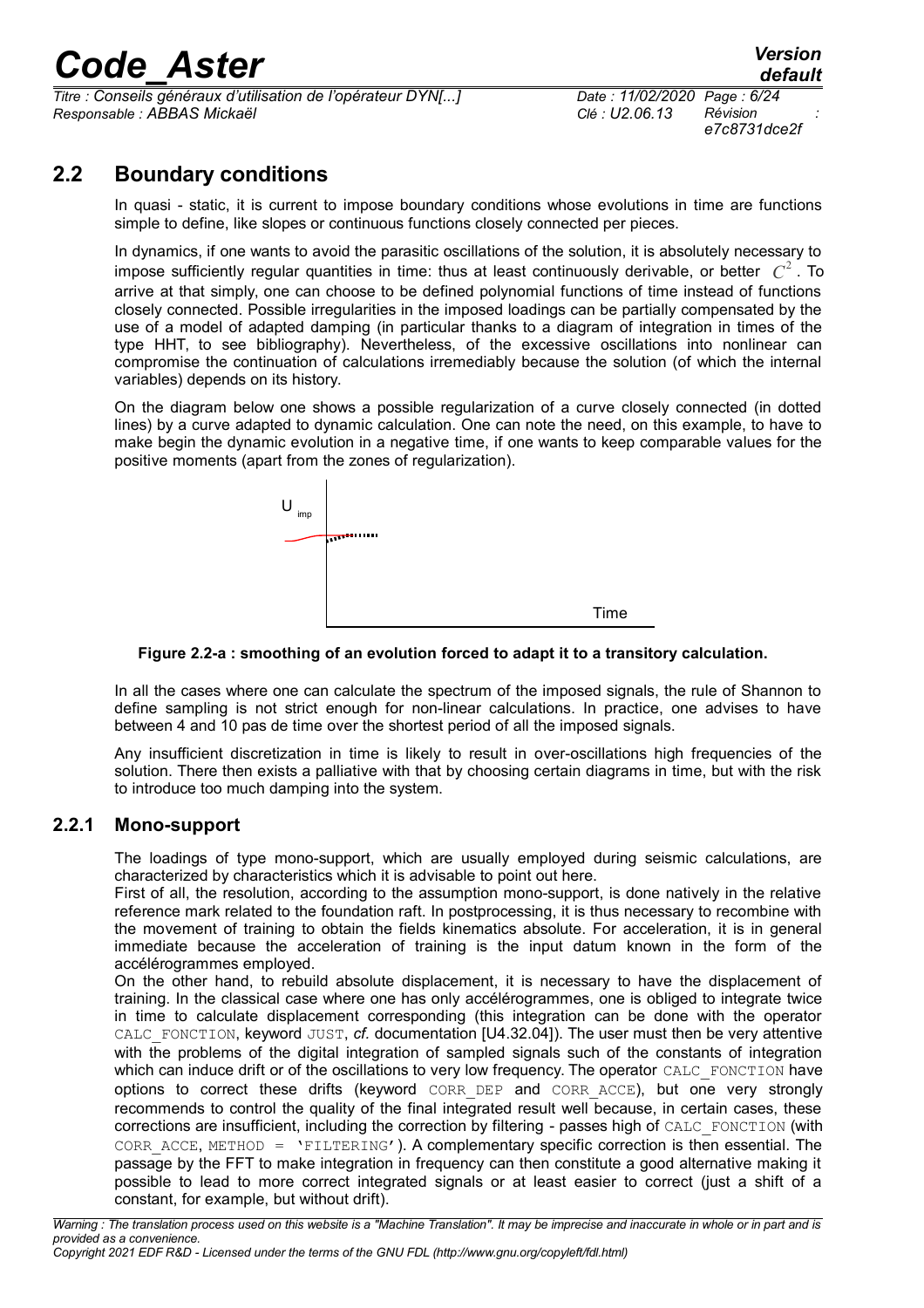## 2.2 Boundary conditions

In quasi - static, it is current to impose boundary conditions whose evolutions in time are functions simple to define, like slopes or continuous functions closely connected per pieces.

In dynamics, if one wants to avoid the parasitic oscillations of the solution, it is absolutely necessary to impose sufficiently regular quantities in time: thus at least continuously derivable, or better $C^2$. To arrive at that simply, one can choose to be defined polynomial functions of time instead of functions closely connected. Possible irregularities in the imposed loadings can be partially compensated by the use of a model of adapted damping (in particular thanks to a diagram of integration in times of the type HHT, to see bibliography). Nevertheless, of the excessive oscillations into nonlinear can compromise the continuation of calculations irremediably because the solution (of which the internal variables) depends on its history.

On the diagram below one shows a possible regularization of a curve closely connected (in dotted lines) by a curve adapted to dynamic calculation. One can note the need, on this example, to have to make begin the dynamic evolution in a negative time, if one wants to keep comparable values for the positive moments (apart from the zones of regularization).

**Figure 2.2-a : smoothing of an evolution forced to adapt it to a transitory calculation.**

In all the cases where one can calculate the spectrum of the imposed signals, the rule of Shannon to define sampling is not strict enough for non-linear calculations. In practice, one advises to have between 4 and 10 pas de time over the shortest period of all the imposed signals.

Any insufficient discretization in time is likely to result in over-oscillations high frequencies of the solution. There then exists a palliative with that by choosing certain diagrams in time, but with the risk to introduce too much damping into the system.

### 2.2.1 Mono-support

The loadings of type mono-support, which are usually employed during seismic calculations, are characterized by characteristics which it is advisable to point out here.
First of all, the resolution, according to the assumption mono-support, is done natively in the relative reference mark related to the foundation raft. In postprocessing, it is thus necessary to recombine with the movement of training to obtain the fields kinematics absolute. For acceleration, it is in general immediate because the acceleration of training is the input datum known in the form of the accélérogrammes employed.
On the other hand, to rebuild absolute displacement, it is necessary to have the displacement of training. In the classical case where one has only accélérogrammes, one is obliged to integrate twice in time to calculate displacement corresponding (this integration can be done with the operator `CALC_FONCTION`, keyword `JUST`, *cf.* documentation [U4.32.04]). The user must then be very attentive with the problems of the digital integration of sampled signals such of the constants of integration which can induce drift or of the oscillations to very low frequency. The operator `CALC_FONCTION` have options to correct these drifts (keyword `CORR_DEP` and `CORR_ACCE`), but one very strongly recommends to control the quality of the final integrated result well because, in certain cases, these corrections are insufficient, including the correction by filtering - passes high of `CALC_FONCTION` (with `CORR_ACCE, METHOD = 'FILTERING'`). A complementary specific correction is then essential. The passage by the FFT to make integration in frequency can then constitute a good alternative making it possible to lead to more correct integrated signals or at least easier to correct (just a shift of a constant, for example, but without drift).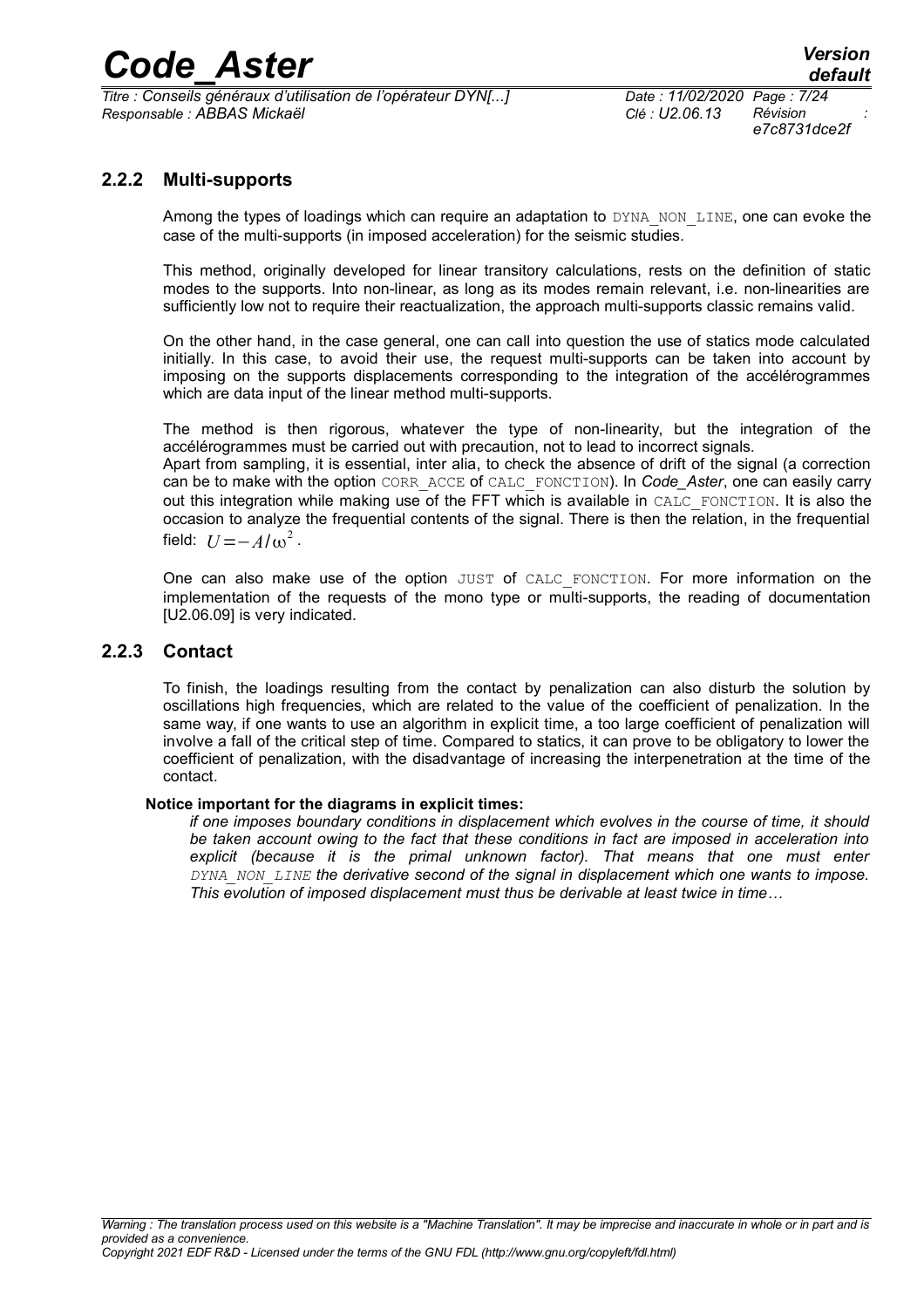### 2.2.2 Multi-supports

Among the types of loadings which can require an adaptation to DYNA_NON_LINE, one can evoke the case of the multi-supports (in imposed acceleration) for the seismic studies.

This method, originally developed for linear transitory calculations, rests on the definition of static modes to the supports. Into non-linear, as long as its modes remain relevant, i.e. non-linearities are sufficiently low not to require their reactualization, the approach multi-supports classic remains valid.

On the other hand, in the case general, one can call into question the use of statics mode calculated initially. In this case, to avoid their use, the request multi-supports can be taken into account by imposing on the supports displacements corresponding to the integration of the accélérogrammes which are data input of the linear method multi-supports.

The method is then rigorous, whatever the type of non-linearity, but the integration of the accélérogrammes must be carried out with precaution, not to lead to incorrect signals.
Apart from sampling, it is essential, inter alia, to check the absence of drift of the signal (a correction can be to make with the option CORR_ACCE of CALC_FONCTION). In *Code_Aster*, one can easily carry out this integration while making use of the FFT which is available in CALC_FONCTION. It is also the occasion to analyze the frequential contents of the signal. There is then the relation, in the frequential field: $U=-A/\omega^2$.

One can also make use of the option JUST of CALC_FONCTION. For more information on the implementation of the requests of the mono type or multi-supports, the reading of documentation [U2.06.09] is very indicated.

### 2.2.3 Contact

To finish, the loadings resulting from the contact by penalization can also disturb the solution by oscillations high frequencies, which are related to the value of the coefficient of penalization. In the same way, if one wants to use an algorithm in explicit time, a too large coefficient of penalization will involve a fall of the critical step of time. Compared to statics, it can prove to be obligatory to lower the coefficient of penalization, with the disadvantage of increasing the interpenetration at the time of the contact.

**Notice important for the diagrams in explicit times:**

*if one imposes boundary conditions in displacement which evolves in the course of time, it should be taken account owing to the fact that these conditions in fact are imposed in acceleration into explicit (because it is the primal unknown factor). That means that one must enter DYNA_NON_LINE the derivative second of the signal in displacement which one wants to impose. This evolution of imposed displacement must thus be derivable at least twice in time…*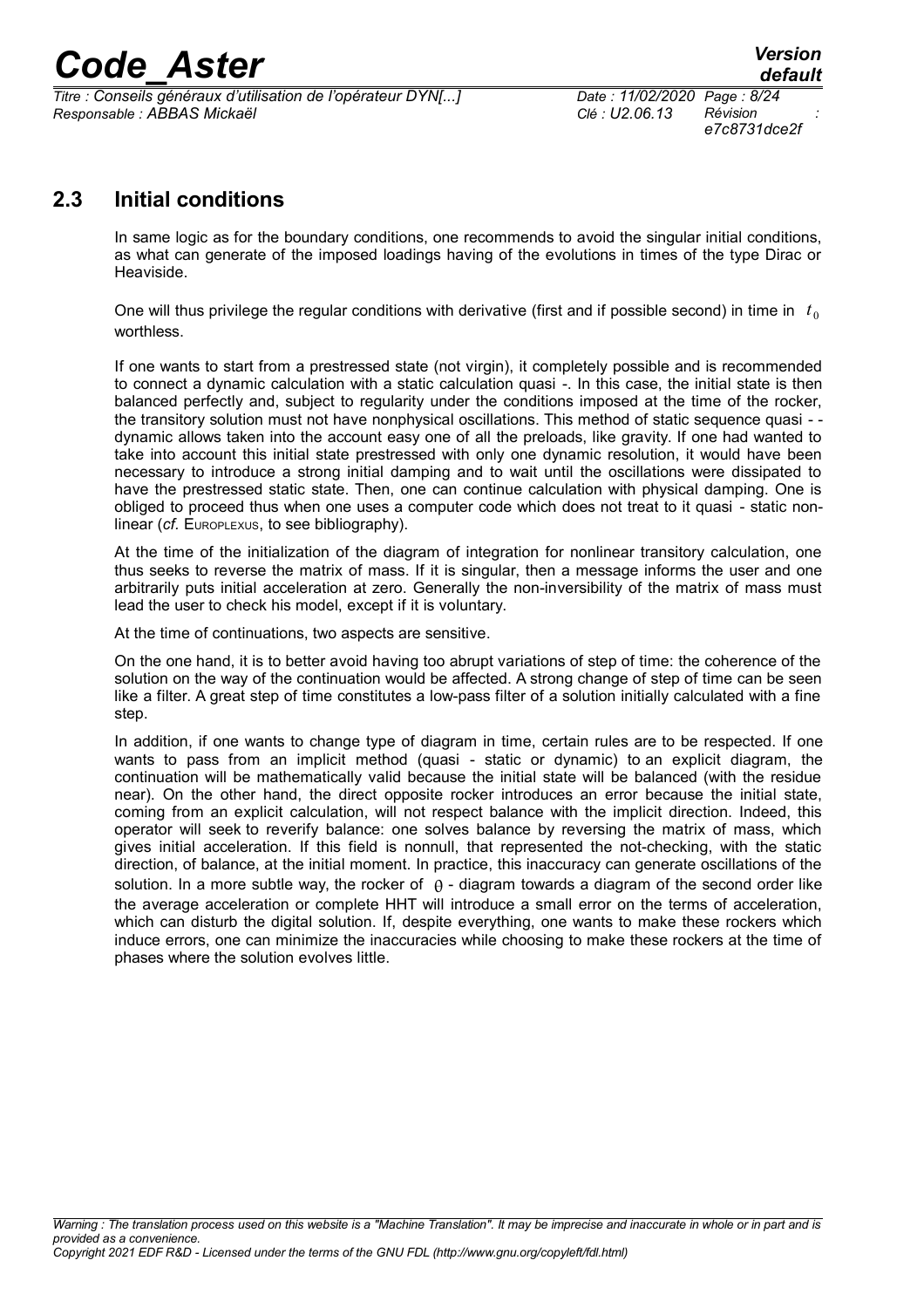## 2.3 Initial conditions

In same logic as for the boundary conditions, one recommends to avoid the singular initial conditions, as what can generate of the imposed loadings having of the evolutions in times of the type Dirac or Heaviside.

One will thus privilege the regular conditions with derivative (first and if possible second) in time in $t_0$ worthless.

If one wants to start from a prestressed state (not virgin), it completely possible and is recommended to connect a dynamic calculation with a static calculation quasi -. In this case, the initial state is then balanced perfectly and, subject to regularity under the conditions imposed at the time of the rocker, the transitory solution must not have nonphysical oscillations. This method of static sequence quasi - - dynamic allows taken into the account easy one of all the preloads, like gravity. If one had wanted to take into account this initial state prestressed with only one dynamic resolution, it would have been necessary to introduce a strong initial damping and to wait until the oscillations were dissipated to have the prestressed static state. Then, one can continue calculation with physical damping. One is obliged to proceed thus when one uses a computer code which does not treat to it quasi - static non-linear (*cf.* EUROPLEXUS, to see bibliography).

At the time of the initialization of the diagram of integration for nonlinear transitory calculation, one thus seeks to reverse the matrix of mass. If it is singular, then a message informs the user and one arbitrarily puts initial acceleration at zero. Generally the non-inversibility of the matrix of mass must lead the user to check his model, except if it is voluntary.

At the time of continuations, two aspects are sensitive.

On the one hand, it is to better avoid having too abrupt variations of step of time: the coherence of the solution on the way of the continuation would be affected. A strong change of step of time can be seen like a filter. A great step of time constitutes a low-pass filter of a solution initially calculated with a fine step.

In addition, if one wants to change type of diagram in time, certain rules are to be respected. If one wants to pass from an implicit method (quasi - static or dynamic) to an explicit diagram, the continuation will be mathematically valid because the initial state will be balanced (with the residue near). On the other hand, the direct opposite rocker introduces an error because the initial state, coming from an explicit calculation, will not respect balance with the implicit direction. Indeed, this operator will seek to reverify balance: one solves balance by reversing the matrix of mass, which gives initial acceleration. If this field is nonnull, that represented the not-checking, with the static direction, of balance, at the initial moment. In practice, this inaccuracy can generate oscillations of the solution. In a more subtle way, the rocker of $\theta$ - diagram towards a diagram of the second order like the average acceleration or complete HHT will introduce a small error on the terms of acceleration, which can disturb the digital solution. If, despite everything, one wants to make these rockers which induce errors, one can minimize the inaccuracies while choosing to make these rockers at the time of phases where the solution evolves little.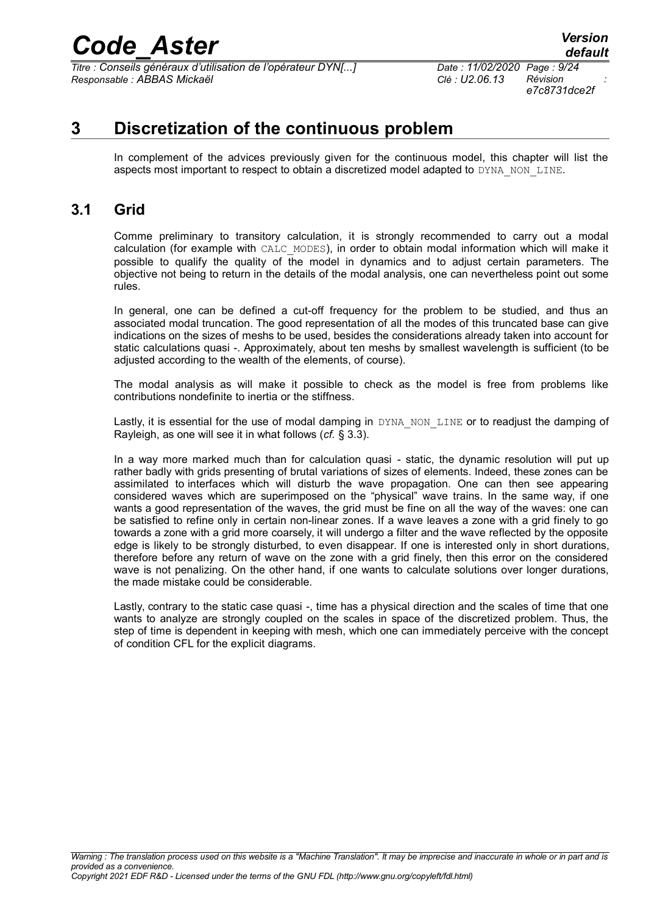# 3 Discretization of the continuous problem

In complement of the advices previously given for the continuous model, this chapter will list the aspects most important to respect to obtain a discretized model adapted to DYNA_NON_LINE.

## 3.1 Grid

Comme preliminary to transitory calculation, it is strongly recommended to carry out a modal calculation (for example with CALC_MODES), in order to obtain modal information which will make it possible to qualify the quality of the model in dynamics and to adjust certain parameters. The objective not being to return in the details of the modal analysis, one can nevertheless point out some rules.

In general, one can be defined a cut-off frequency for the problem to be studied, and thus an associated modal truncation. The good representation of all the modes of this truncated base can give indications on the sizes of meshs to be used, besides the considerations already taken into account for static calculations quasi -. Approximately, about ten meshs by smallest wavelength is sufficient (to be adjusted according to the wealth of the elements, of course).

The modal analysis as will make it possible to check as the model is free from problems like contributions nondefinite to inertia or the stiffness.

Lastly, it is essential for the use of modal damping in DYNA_NON_LINE or to readjust the damping of Rayleigh, as one will see it in what follows (*cf.* § 3.3).

In a way more marked much than for calculation quasi - static, the dynamic resolution will put up rather badly with grids presenting of brutal variations of sizes of elements. Indeed, these zones can be assimilated to interfaces which will disturb the wave propagation. One can then see appearing considered waves which are superimposed on the "physical" wave trains. In the same way, if one wants a good representation of the waves, the grid must be fine on all the way of the waves: one can be satisfied to refine only in certain non-linear zones. If a wave leaves a zone with a grid finely to go towards a zone with a grid more coarsely, it will undergo a filter and the wave reflected by the opposite edge is likely to be strongly disturbed, to even disappear. If one is interested only in short durations, therefore before any return of wave on the zone with a grid finely, then this error on the considered wave is not penalizing. On the other hand, if one wants to calculate solutions over longer durations, the made mistake could be considerable.

Lastly, contrary to the static case quasi -, time has a physical direction and the scales of time that one wants to analyze are strongly coupled on the scales in space of the discretized problem. Thus, the step of time is dependent in keeping with mesh, which one can immediately perceive with the concept of condition CFL for the explicit diagrams.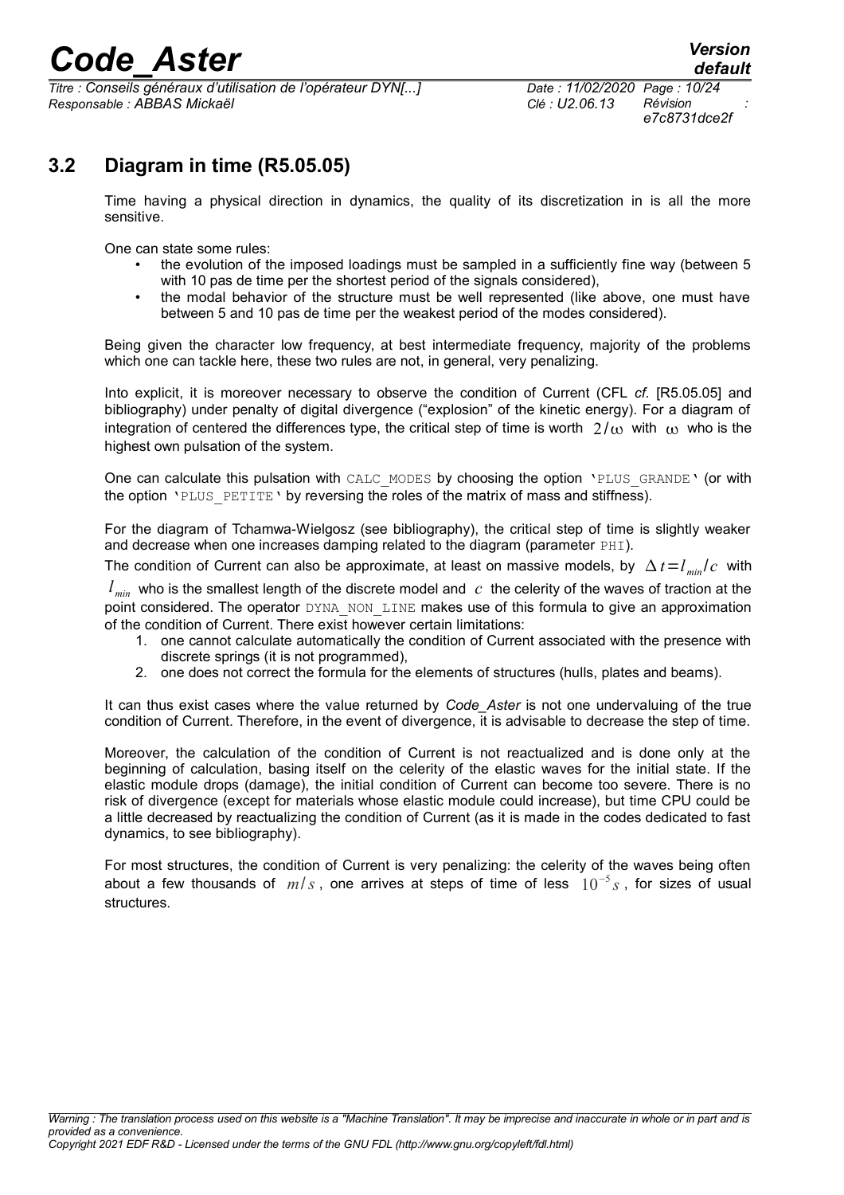## 3.2 Diagram in time (R5.05.05)

Time having a physical direction in dynamics, the quality of its discretization in is all the more sensitive.

One can state some rules:

- the evolution of the imposed loadings must be sampled in a sufficiently fine way (between 5 with 10 pas de time per the shortest period of the signals considered),
- the modal behavior of the structure must be well represented (like above, one must have between 5 and 10 pas de time per the weakest period of the modes considered).

Being given the character low frequency, at best intermediate frequency, majority of the problems which one can tackle here, these two rules are not, in general, very penalizing.

Into explicit, it is moreover necessary to observe the condition of Current (CFL *cf.* [R5.05.05] and bibliography) under penalty of digital divergence ("explosion" of the kinetic energy). For a diagram of integration of centered the differences type, the critical step of time is worth $2/\omega$ with $\omega$ who is the highest own pulsation of the system.

One can calculate this pulsation with `CALC_MODES` by choosing the option `'PLUS_GRANDE'` (or with the option `'PLUS_PETITE'` by reversing the roles of the matrix of mass and stiffness).

For the diagram of Tchamwa-Wielgosz (see bibliography), the critical step of time is slightly weaker and decrease when one increases damping related to the diagram (parameter `PHI`).

The condition of Current can also be approximate, at least on massive models, by $\Delta t = l_{min}/c$ with $l_{min}$ who is the smallest length of the discrete model and $c$ the celerity of the waves of traction at the point considered. The operator `DYNA_NON_LINE` makes use of this formula to give an approximation of the condition of Current. There exist however certain limitations:

1. one cannot calculate automatically the condition of Current associated with the presence with discrete springs (it is not programmed),
2. one does not correct the formula for the elements of structures (hulls, plates and beams).

It can thus exist cases where the value returned by *Code_Aster* is not one undervaluing of the true condition of Current. Therefore, in the event of divergence, it is advisable to decrease the step of time.

Moreover, the calculation of the condition of Current is not reactualized and is done only at the beginning of calculation, basing itself on the celerity of the elastic waves for the initial state. If the elastic module drops (damage), the initial condition of Current can become too severe. There is no risk of divergence (except for materials whose elastic module could increase), but time CPU could be a little decreased by reactualizing the condition of Current (as it is made in the codes dedicated to fast dynamics, to see bibliography).

For most structures, the condition of Current is very penalizing: the celerity of the waves being often about a few thousands of $m/s$, one arrives at steps of time of less $10^{-5}s$, for sizes of usual structures.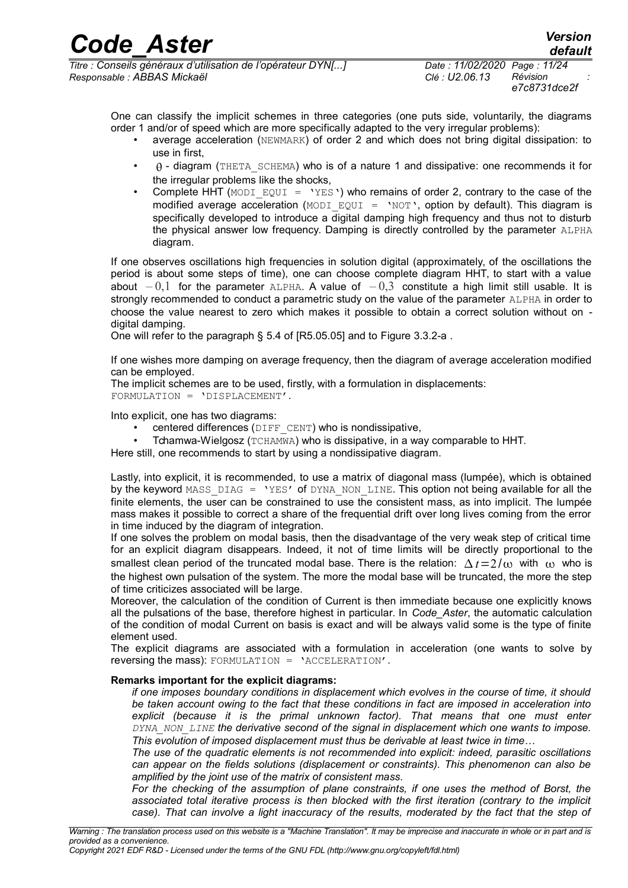One can classify the implicit schemes in three categories (one puts side, voluntarily, the diagrams order 1 and/or of speed which are more specifically adapted to the very irregular problems):

- average acceleration (NEWMARK) of order 2 and which does not bring digital dissipation: to use in first,
- $\theta$ - diagram (THETA_SCHEMA) who is of a nature 1 and dissipative: one recommends it for the irregular problems like the shocks,
- Complete HHT (MODI_EQUI = 'YES') who remains of order 2, contrary to the case of the modified average acceleration (MODI_EQUI = 'NOT', option by default). This diagram is specifically developed to introduce a digital damping high frequency and thus not to disturb the physical answer low frequency. Damping is directly controlled by the parameter ALPHA diagram.

If one observes oscillations high frequencies in solution digital (approximately, of the oscillations the period is about some steps of time), one can choose complete diagram HHT, to start with a value about $-0,1$ for the parameter ALPHA. A value of $-0,3$ constitute a high limit still usable. It is strongly recommended to conduct a parametric study on the value of the parameter ALPHA in order to choose the value nearest to zero which makes it possible to obtain a correct solution without on - digital damping.
One will refer to the paragraph § 5.4 of [R5.05.05] and to Figure 3.3.2-a .

If one wishes more damping on average frequency, then the diagram of average acceleration modified can be employed.
The implicit schemes are to be used, firstly, with a formulation in displacements:
FORMULATION = 'DISPLACEMENT'.

Into explicit, one has two diagrams:

- centered differences (DIFF_CENT) who is nondissipative,
- Tchamwa-Wielgosz (TCHAMWA) who is dissipative, in a way comparable to HHT.

Here still, one recommends to start by using a nondissipative diagram.

Lastly, into explicit, it is recommended, to use a matrix of diagonal mass (lumpée), which is obtained by the keyword MASS_DIAG = 'YES' of DYNA_NON_LINE. This option not being available for all the finite elements, the user can be constrained to use the consistent mass, as into implicit. The lumpée mass makes it possible to correct a share of the frequential drift over long lives coming from the error in time induced by the diagram of integration.
If one solves the problem on modal basis, then the disadvantage of the very weak step of critical time for an explicit diagram disappears. Indeed, it not of time limits will be directly proportional to the smallest clean period of the truncated modal base. There is the relation: $\Delta t = 2/\omega$ with $\omega$ who is the highest own pulsation of the system. The more the modal base will be truncated, the more the step of time criticizes associated will be large.
Moreover, the calculation of the condition of Current is then immediate because one explicitly knows all the pulsations of the base, therefore highest in particular. In *Code_Aster*, the automatic calculation of the condition of modal Current on basis is exact and will be always valid some is the type of finite element used.
The explicit diagrams are associated with a formulation in acceleration (one wants to solve by reversing the mass): FORMULATION = 'ACCELERATION'.

**Remarks important for the explicit diagrams:**

*if one imposes boundary conditions in displacement which evolves in the course of time, it should be taken account owing to the fact that these conditions in fact are imposed in acceleration into explicit (because it is the primal unknown factor). That means that one must enter DYNA_NON_LINE the derivative second of the signal in displacement which one wants to impose. This evolution of imposed displacement must thus be derivable at least twice in time…*

*The use of the quadratic elements is not recommended into explicit: indeed, parasitic oscillations can appear on the fields solutions (displacement or constraints). This phenomenon can also be amplified by the joint use of the matrix of consistent mass.*

*For the checking of the assumption of plane constraints, if one uses the method of Borst, the associated total iterative process is then blocked with the first iteration (contrary to the implicit case). That can involve a light inaccuracy of the results, moderated by the fact that the step of*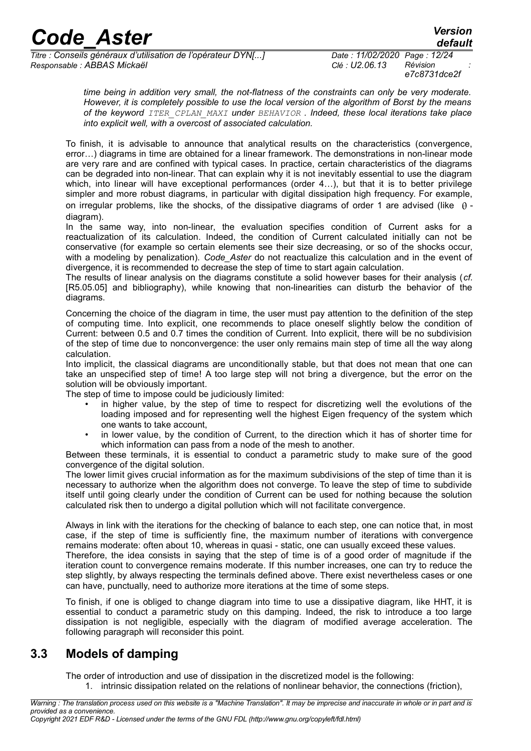*time being in addition very small, the not-flatness of the constraints can only be very moderate. However, it is completely possible to use the local version of the algorithm of Borst by the means of the keyword `ITER_CPLAN_MAXI` under `BEHAVIOR` . Indeed, these local iterations take place into explicit well, with a overcost of associated calculation.*

To finish, it is advisable to announce that analytical results on the characteristics (convergence, error…) diagrams in time are obtained for a linear framework. The demonstrations in non-linear mode are very rare and are confined with typical cases. In practice, certain characteristics of the diagrams can be degraded into non-linear. That can explain why it is not inevitably essential to use the diagram which, into linear will have exceptional performances (order 4…), but that it is to better privilege simpler and more robust diagrams, in particular with digital dissipation high frequency. For example, on irregular problems, like the shocks, of the dissipative diagrams of order 1 are advised (like $\theta$ -diagram).

In the same way, into non-linear, the evaluation specifies condition of Current asks for a reactualization of its calculation. Indeed, the condition of Current calculated initially can not be conservative (for example so certain elements see their size decreasing, or so of the shocks occur, with a modeling by penalization). *Code_Aster* do not reactualize this calculation and in the event of divergence, it is recommended to decrease the step of time to start again calculation.

The results of linear analysis on the diagrams constitute a solid however bases for their analysis (*cf.* [R5.05.05] and bibliography), while knowing that non-linearities can disturb the behavior of the diagrams.

Concerning the choice of the diagram in time, the user must pay attention to the definition of the step of computing time. Into explicit, one recommends to place oneself slightly below the condition of Current: between 0.5 and 0.7 times the condition of Current. Into explicit, there will be no subdivision of the step of time due to nonconvergence: the user only remains main step of time all the way along calculation.

Into implicit, the classical diagrams are unconditionally stable, but that does not mean that one can take an unspecified step of time! A too large step will not bring a divergence, but the error on the solution will be obviously important.

The step of time to impose could be judiciously limited:

- in higher value, by the step of time to respect for discretizing well the evolutions of the loading imposed and for representing well the highest Eigen frequency of the system which one wants to take account,
- in lower value, by the condition of Current, to the direction which it has of shorter time for which information can pass from a node of the mesh to another.

Between these terminals, it is essential to conduct a parametric study to make sure of the good convergence of the digital solution.

The lower limit gives crucial information as for the maximum subdivisions of the step of time than it is necessary to authorize when the algorithm does not converge. To leave the step of time to subdivide itself until going clearly under the condition of Current can be used for nothing because the solution calculated risk then to undergo a digital pollution which will not facilitate convergence.

Always in link with the iterations for the checking of balance to each step, one can notice that, in most case, if the step of time is sufficiently fine, the maximum number of iterations with convergence remains moderate: often about 10, whereas in quasi - static, one can usually exceed these values.

Therefore, the idea consists in saying that the step of time is of a good order of magnitude if the iteration count to convergence remains moderate. If this number increases, one can try to reduce the step slightly, by always respecting the terminals defined above. There exist nevertheless cases or one can have, punctually, need to authorize more iterations at the time of some steps.

To finish, if one is obliged to change diagram into time to use a dissipative diagram, like HHT, it is essential to conduct a parametric study on this damping. Indeed, the risk to introduce a too large dissipation is not negligible, especially with the diagram of modified average acceleration. The following paragraph will reconsider this point.

## 3.3 Models of damping

The order of introduction and use of dissipation in the discretized model is the following:

1. intrinsic dissipation related on the relations of nonlinear behavior, the connections (friction),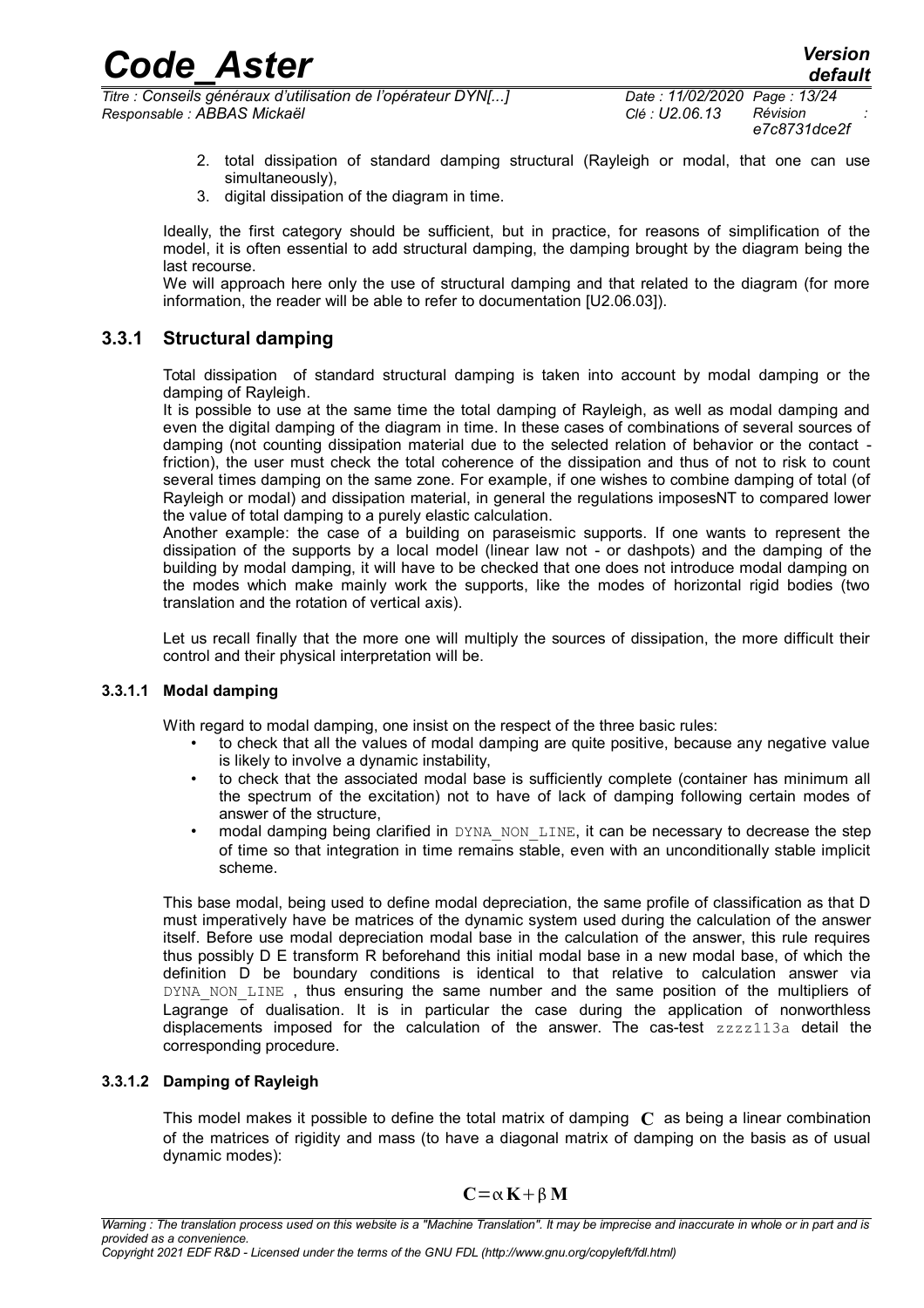2. total dissipation of standard damping structural (Rayleigh or modal, that one can use simultaneously),
3. digital dissipation of the diagram in time.

Ideally, the first category should be sufficient, but in practice, for reasons of simplification of the model, it is often essential to add structural damping, the damping brought by the diagram being the last recourse.
We will approach here only the use of structural damping and that related to the diagram (for more information, the reader will be able to refer to documentation [U2.06.03]).

### 3.3.1 Structural damping

Total dissipation of standard structural damping is taken into account by modal damping or the damping of Rayleigh.
It is possible to use at the same time the total damping of Rayleigh, as well as modal damping and even the digital damping of the diagram in time. In these cases of combinations of several sources of damping (not counting dissipation material due to the selected relation of behavior or the contact - friction), the user must check the total coherence of the dissipation and thus of not to risk to count several times damping on the same zone. For example, if one wishes to combine damping of total (of Rayleigh or modal) and dissipation material, in general the regulations imposesNT to compared lower the value of total damping to a purely elastic calculation.
Another example: the case of a building on paraseismic supports. If one wants to represent the dissipation of the supports by a local model (linear law not - or dashpots) and the damping of the building by modal damping, it will have to be checked that one does not introduce modal damping on the modes which make mainly work the supports, like the modes of horizontal rigid bodies (two translation and the rotation of vertical axis).

Let us recall finally that the more one will multiply the sources of dissipation, the more difficult their control and their physical interpretation will be.

#### 3.3.1.1 Modal damping

With regard to modal damping, one insist on the respect of the three basic rules:

- to check that all the values of modal damping are quite positive, because any negative value is likely to involve a dynamic instability,
- to check that the associated modal base is sufficiently complete (container has minimum all the spectrum of the excitation) not to have of lack of damping following certain modes of answer of the structure,
- modal damping being clarified in `DYNA_NON_LINE`, it can be necessary to decrease the step of time so that integration in time remains stable, even with an unconditionally stable implicit scheme.

This base modal, being used to define modal depreciation, the same profile of classification as that D must imperatively have be matrices of the dynamic system used during the calculation of the answer itself. Before use modal depreciation modal base in the calculation of the answer, this rule requires thus possibly D E transform R beforehand this initial modal base in a new modal base, of which the definition D be boundary conditions is identical to that relative to calculation answer via `DYNA_NON_LINE` , thus ensuring the same number and the same position of the multipliers of Lagrange of dualisation. It is in particular the case during the application of nonworthless displacements imposed for the calculation of the answer. The cas-test `zzzz113a` detail the corresponding procedure.

#### 3.3.1.2 Damping of Rayleigh

This model makes it possible to define the total matrix of damping $\mathbf{C}$ as being a linear combination of the matrices of rigidity and mass (to have a diagonal matrix of damping on the basis as of usual dynamic modes):

$$\mathbf{C}=\alpha\,\mathbf{K}+\beta\,\mathbf{M}$$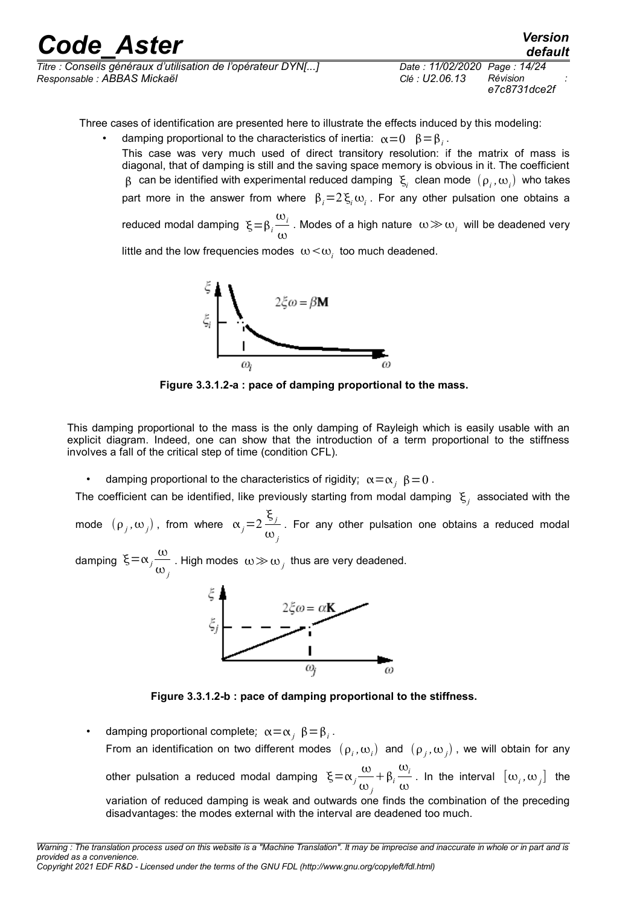Three cases of identification are presented here to illustrate the effects induced by this modeling:

- damping proportional to the characteristics of inertia: $\alpha=0 \quad \beta=\beta_i$.

  This case was very much used of direct transitory resolution: if the matrix of mass is diagonal, that of damping is still and the saving space memory is obvious in it. The coefficient $\beta$ can be identified with experimental reduced damping $\xi_i$ clean mode $(\rho_i,\omega_i)$ who takes part more in the answer from where $\beta_i=2\xi_i\omega_i$. For any other pulsation one obtains a reduced modal damping $\xi=\beta_i\frac{\omega_i}{\omega}$. Modes of a high nature $\omega\gg\omega_i$ will be deadened very little and the low frequencies modes $\omega<\omega_i$ too much deadened.

**Figure 3.3.1.2-a : pace of damping proportional to the mass.**

This damping proportional to the mass is the only damping of Rayleigh which is easily usable with an explicit diagram. Indeed, one can show that the introduction of a term proportional to the stiffness involves a fall of the critical step of time (condition CFL).

- damping proportional to the characteristics of rigidity; $\alpha=\alpha_j \quad \beta=0$.

The coefficient can be identified, like previously starting from modal damping $\xi_j$ associated with the mode $(\rho_j,\omega_j)$, from where $\alpha_j=2\frac{\xi_j}{\omega_j}$. For any other pulsation one obtains a reduced modal damping $\xi=\alpha_j\frac{\omega}{\omega_j}$. High modes $\omega\gg\omega_j$ thus are very deadened.

**Figure 3.3.1.2-b : pace of damping proportional to the stiffness.**

- damping proportional complete; $\alpha=\alpha_j \quad \beta=\beta_i$.

  From an identification on two different modes $(\rho_i,\omega_i)$ and $(\rho_j,\omega_j)$, we will obtain for any other pulsation a reduced modal damping $\xi=\alpha_j\frac{\omega}{\omega_j}+\beta_i\frac{\omega_i}{\omega}$. In the interval $[\omega_i,\omega_j]$ the variation of reduced damping is weak and outwards one finds the combination of the preceding disadvantages: the modes external with the interval are deadened too much.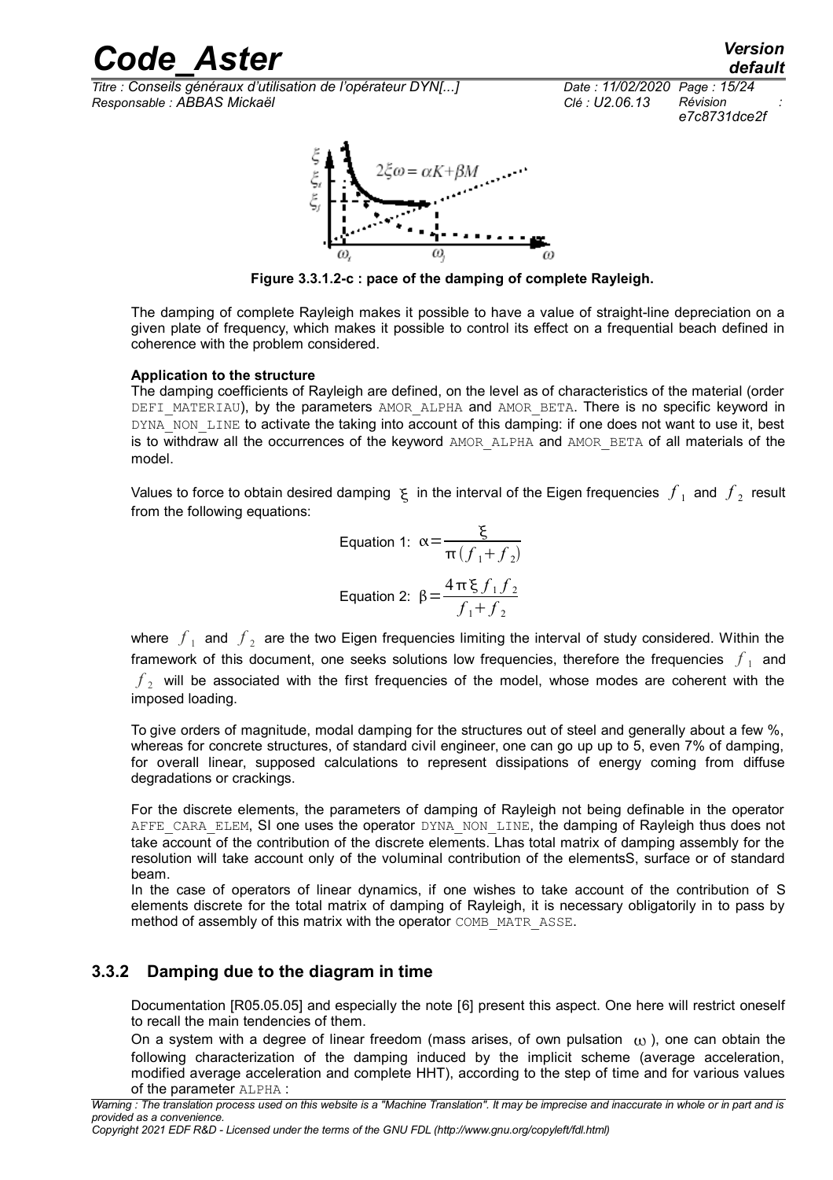**Figure 3.3.1.2-c : pace of the damping of complete Rayleigh.**

The damping of complete Rayleigh makes it possible to have a value of straight-line depreciation on a given plate of frequency, which makes it possible to control its effect on a frequential beach defined in coherence with the problem considered.

**Application to the structure**

The damping coefficients of Rayleigh are defined, on the level as of characteristics of the material (order DEFI_MATERIAU), by the parameters AMOR_ALPHA and AMOR_BETA. There is no specific keyword in DYNA_NON_LINE to activate the taking into account of this damping: if one does not want to use it, best is to withdraw all the occurrences of the keyword AMOR_ALPHA and AMOR_BETA of all materials of the model.

Values to force to obtain desired damping $\xi$ in the interval of the Eigen frequencies $f_1$ and $f_2$ result from the following equations:

Equation 1: $\alpha = \dfrac{\xi}{\pi(f_1+f_2)}$

Equation 2: $\beta = \dfrac{4\pi\xi f_1 f_2}{f_1+f_2}$

where $f_1$ and $f_2$ are the two Eigen frequencies limiting the interval of study considered. Within the framework of this document, one seeks solutions low frequencies, therefore the frequencies $f_1$ and $f_2$ will be associated with the first frequencies of the model, whose modes are coherent with the imposed loading.

To give orders of magnitude, modal damping for the structures out of steel and generally about a few %, whereas for concrete structures, of standard civil engineer, one can go up up to 5, even 7% of damping, for overall linear, supposed calculations to represent dissipations of energy coming from diffuse degradations or crackings.

For the discrete elements, the parameters of damping of Rayleigh not being definable in the operator AFFE_CARA_ELEM, SI one uses the operator DYNA_NON_LINE, the damping of Rayleigh thus does not take account of the contribution of the discrete elements. Lhas total matrix of damping assembly for the resolution will take account only of the voluminal contribution of the elementsS, surface or of standard beam.

In the case of operators of linear dynamics, if one wishes to take account of the contribution of S elements discrete for the total matrix of damping of Rayleigh, it is necessary obligatorily in to pass by method of assembly of this matrix with the operator COMB_MATR_ASSE.

### 3.3.2 Damping due to the diagram in time

Documentation [R05.05.05] and especially the note [6] present this aspect. One here will restrict oneself to recall the main tendencies of them.

On a system with a degree of linear freedom (mass arises, of own pulsation $\omega$), one can obtain the following characterization of the damping induced by the implicit scheme (average acceleration, modified average acceleration and complete HHT), according to the step of time and for various values of the parameter ALPHA :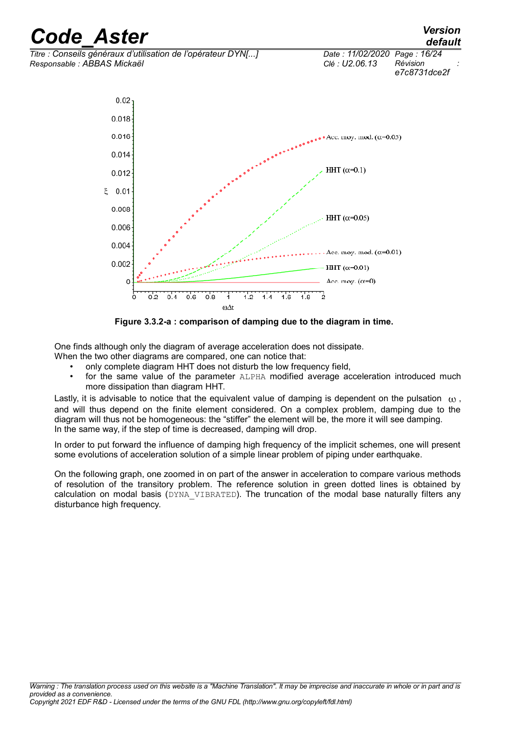Figure 3.3.2-a : comparison of damping due to the diagram in time.

One finds although only the diagram of average acceleration does not dissipate.
When the two other diagrams are compared, one can notice that:

- only complete diagram HHT does not disturb the low frequency field,
- for the same value of the parameter ALPHA modified average acceleration introduced much more dissipation than diagram HHT.

Lastly, it is advisable to notice that the equivalent value of damping is dependent on the pulsation $\omega$, and will thus depend on the finite element considered. On a complex problem, damping due to the diagram will thus not be homogeneous: the “stiffer” the element will be, the more it will see damping. In the same way, if the step of time is decreased, damping will drop.

In order to put forward the influence of damping high frequency of the implicit schemes, one will present some evolutions of acceleration solution of a simple linear problem of piping under earthquake.

On the following graph, one zoomed in on part of the answer in acceleration to compare various methods of resolution of the transitory problem. The reference solution in green dotted lines is obtained by calculation on modal basis (DYNA_VIBRATED). The truncation of the modal base naturally filters any disturbance high frequency.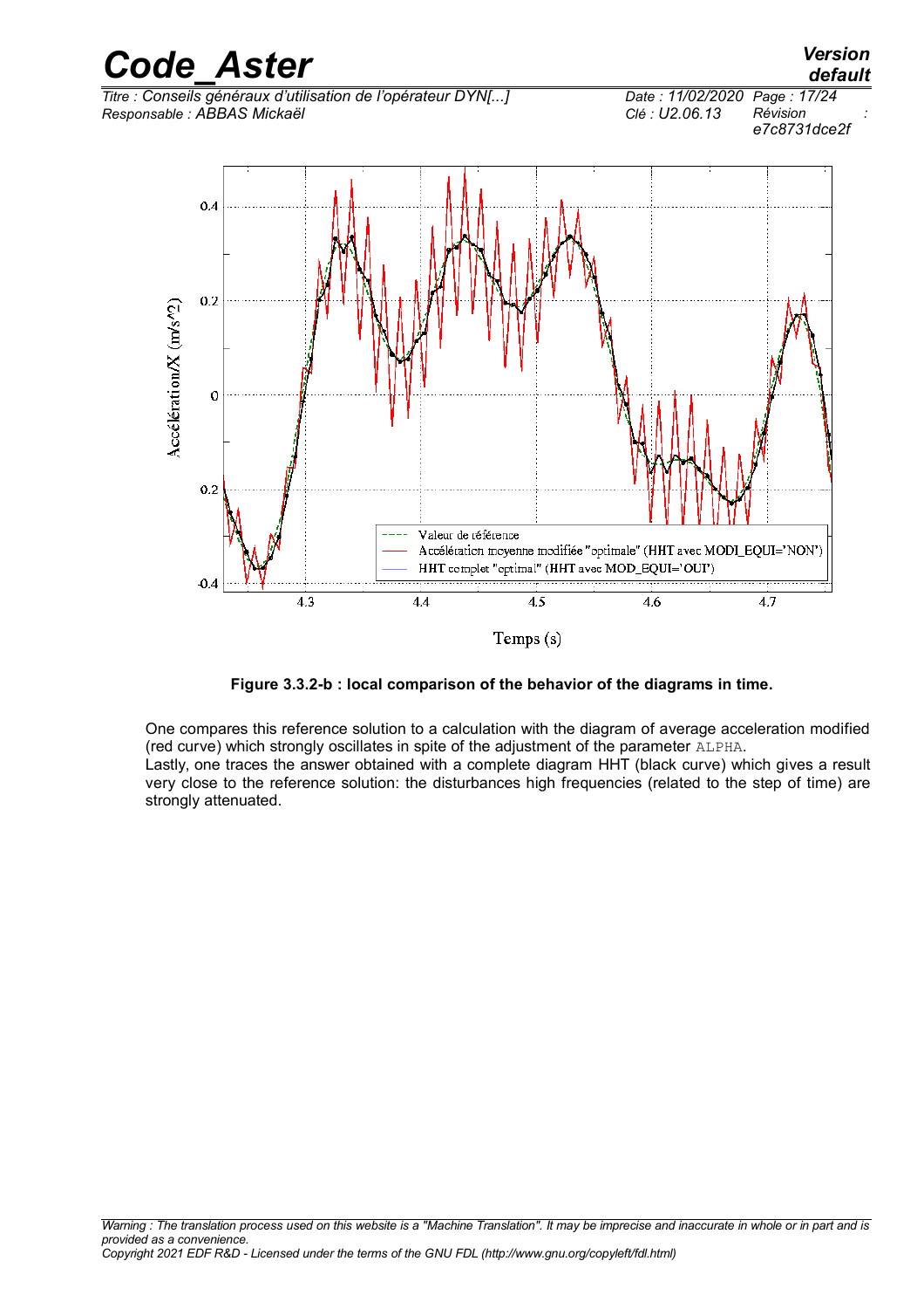Figure 3.3.2-b : local comparison of the behavior of the diagrams in time.

One compares this reference solution to a calculation with the diagram of average acceleration modified (red curve) which strongly oscillates in spite of the adjustment of the parameter ALPHA.

Lastly, one traces the answer obtained with a complete diagram HHT (black curve) which gives a result very close to the reference solution: the disturbances high frequencies (related to the step of time) are strongly attenuated.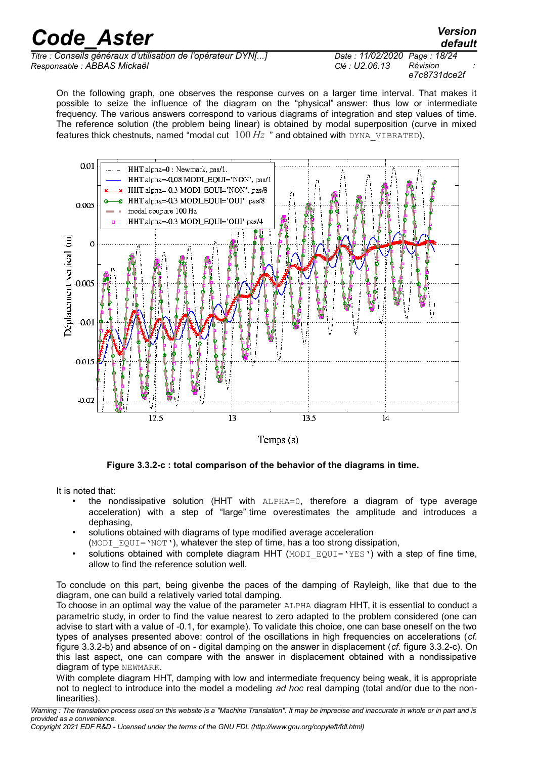On the following graph, one observes the response curves on a larger time interval. That makes it possible to seize the influence of the diagram on the "physical" answer: thus low or intermediate frequency. The various answers correspond to various diagrams of integration and step values of time. The reference solution (the problem being linear) is obtained by modal superposition (curve in mixed features thick chestnuts, named "modal cut $100\,Hz$ " and obtained with DYNA_VIBRATED).

**Figure 3.3.2-c : total comparison of the behavior of the diagrams in time.**

It is noted that:

- the nondissipative solution (HHT with ALPHA=0, therefore a diagram of type average acceleration) with a step of "large" time overestimates the amplitude and introduces a dephasing,
- solutions obtained with diagrams of type modified average acceleration (MODI_EQUI='NOT'), whatever the step of time, has a too strong dissipation,
- solutions obtained with complete diagram HHT (MODI_EQUI='YES') with a step of fine time, allow to find the reference solution well.

To conclude on this part, being givenbe the paces of the damping of Rayleigh, like that due to the diagram, one can build a relatively varied total damping.

To choose in an optimal way the value of the parameter ALPHA diagram HHT, it is essential to conduct a parametric study, in order to find the value nearest to zero adapted to the problem considered (one can advise to start with a value of -0.1, for example). To validate this choice, one can base oneself on the two types of analyses presented above: control of the oscillations in high frequencies on accelerations (*cf.* figure 3.3.2-b) and absence of on - digital damping on the answer in displacement (*cf.* figure 3.3.2-c). On this last aspect, one can compare with the answer in displacement obtained with a nondissipative diagram of type NEWMARK.

With complete diagram HHT, damping with low and intermediate frequency being weak, it is appropriate not to neglect to introduce into the model a modeling *ad hoc* real damping (total and/or due to the non-linearities).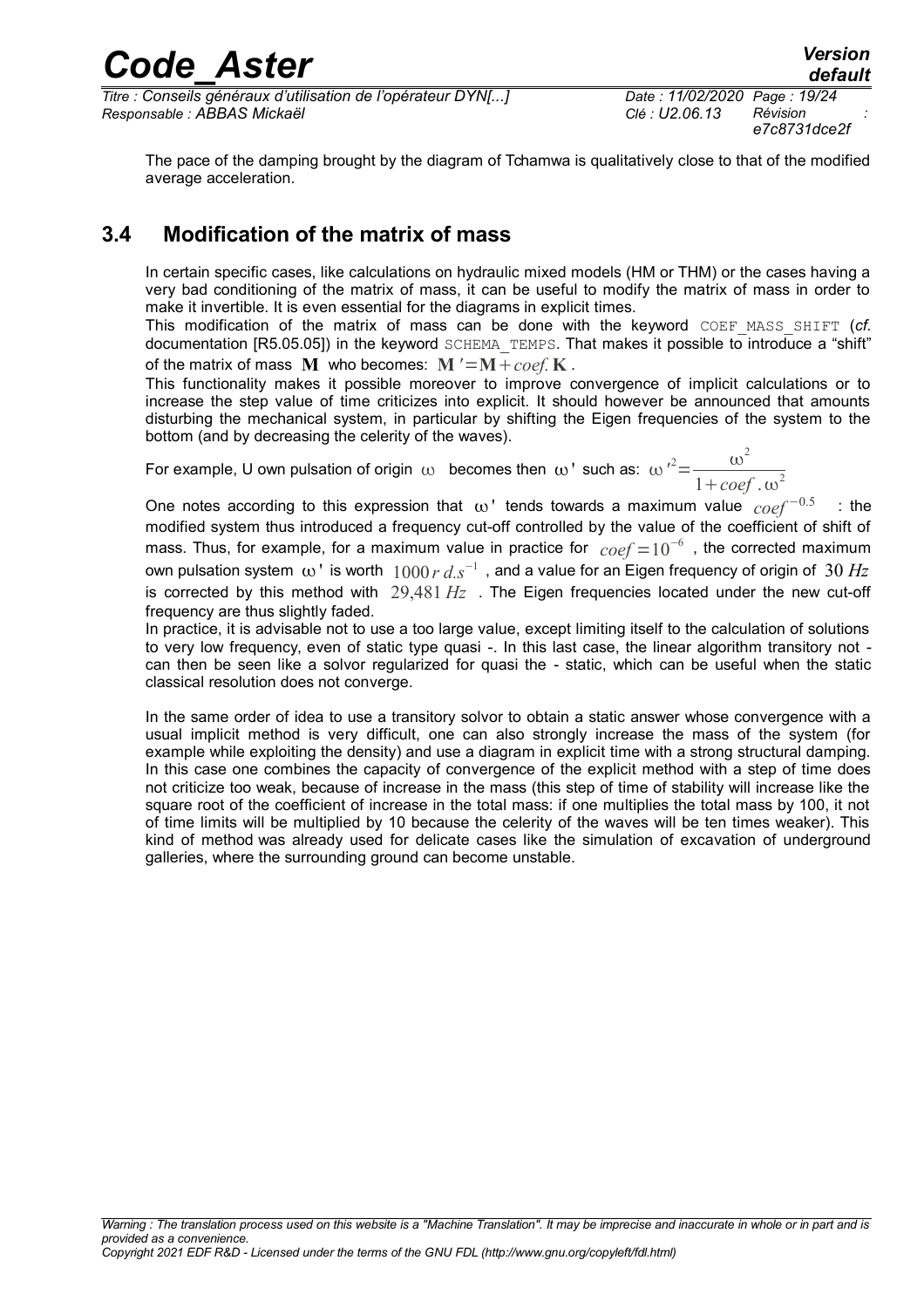The pace of the damping brought by the diagram of Tchamwa is qualitatively close to that of the modified average acceleration.

## 3.4 Modification of the matrix of mass

In certain specific cases, like calculations on hydraulic mixed models (HM or THM) or the cases having a very bad conditioning of the matrix of mass, it can be useful to modify the matrix of mass in order to make it invertible. It is even essential for the diagrams in explicit times.

This modification of the matrix of mass can be done with the keyword `COEF_MASS_SHIFT` (*cf.* documentation [R5.05.05]) in the keyword `SCHEMA_TEMPS`. That makes it possible to introduce a "shift" of the matrix of mass $\mathbf{M}$ who becomes: $\mathbf{M}'=\mathbf{M}+coef.\mathbf{K}$.

This functionality makes it possible moreover to improve convergence of implicit calculations or to increase the step value of time criticizes into explicit. It should however be announced that amounts disturbing the mechanical system, in particular by shifting the Eigen frequencies of the system to the bottom (and by decreasing the celerity of the waves).

For example, U own pulsation of origin $\omega$ becomes then $\omega'$ such as: $\omega'^2=\dfrac{\omega^2}{1+coef.\omega^2}$

One notes according to this expression that $\omega'$ tends towards a maximum value $coef^{-0.5}$ : the modified system thus introduced a frequency cut-off controlled by the value of the coefficient of shift of mass. Thus, for example, for a maximum value in practice for $coef=10^{-6}$ , the corrected maximum own pulsation system $\omega'$ is worth $1000\,rd.s^{-1}$ , and a value for an Eigen frequency of origin of $30\,Hz$ is corrected by this method with $29{,}481\,Hz$ . The Eigen frequencies located under the new cut-off frequency are thus slightly faded.

In practice, it is advisable not to use a too large value, except limiting itself to the calculation of solutions to very low frequency, even of static type quasi -. In this last case, the linear algorithm transitory not - can then be seen like a solvor regularized for quasi the - static, which can be useful when the static classical resolution does not converge.

In the same order of idea to use a transitory solvor to obtain a static answer whose convergence with a usual implicit method is very difficult, one can also strongly increase the mass of the system (for example while exploiting the density) and use a diagram in explicit time with a strong structural damping. In this case one combines the capacity of convergence of the explicit method with a step of time does not criticize too weak, because of increase in the mass (this step of time of stability will increase like the square root of the coefficient of increase in the total mass: if one multiplies the total mass by 100, it not of time limits will be multiplied by 10 because the celerity of the waves will be ten times weaker). This kind of method was already used for delicate cases like the simulation of excavation of underground galleries, where the surrounding ground can become unstable.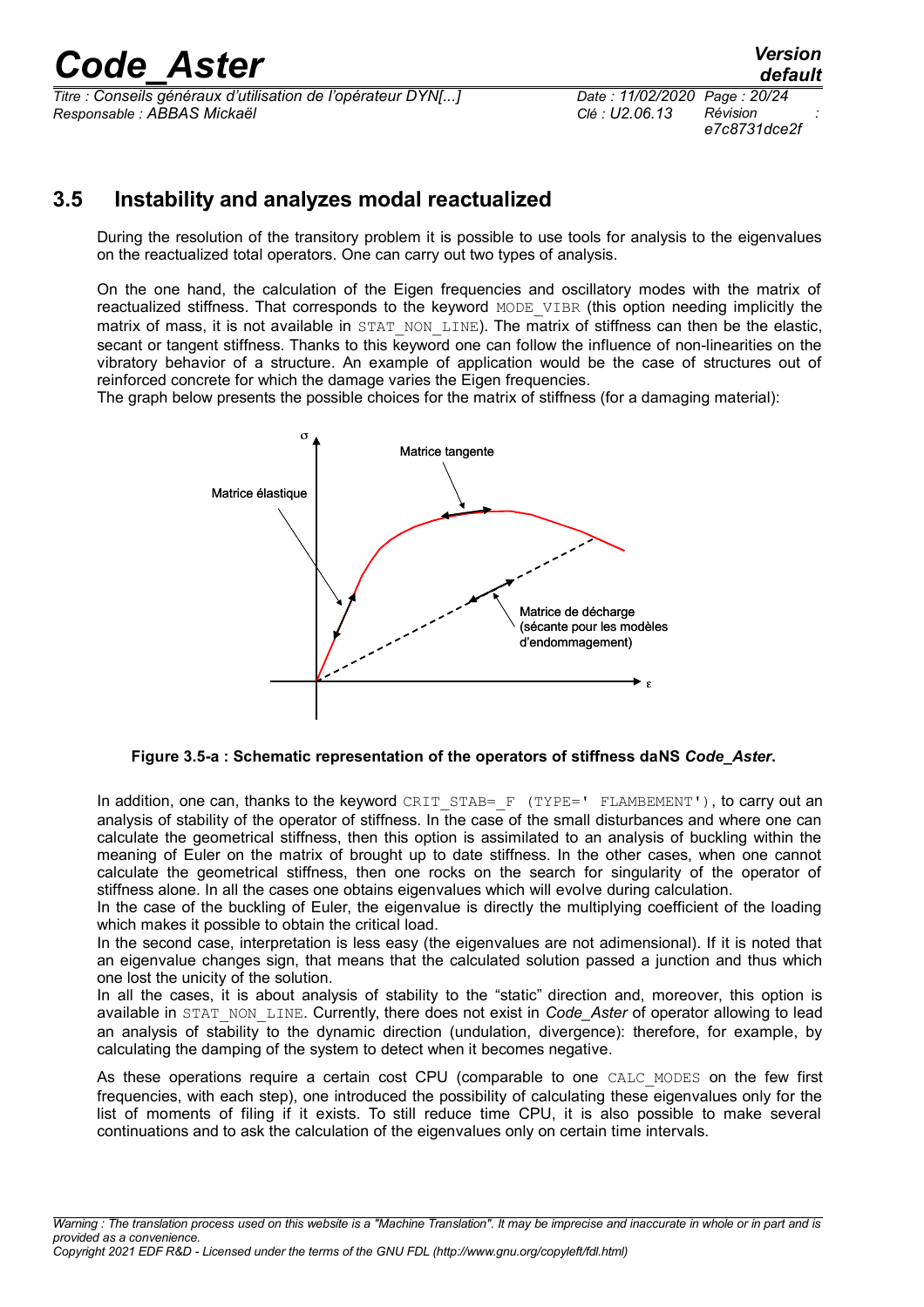## 3.5 Instability and analyzes modal reactualized

During the resolution of the transitory problem it is possible to use tools for analysis to the eigenvalues on the reactualized total operators. One can carry out two types of analysis.

On the one hand, the calculation of the Eigen frequencies and oscillatory modes with the matrix of reactualized stiffness. That corresponds to the keyword `MODE_VIBR` (this option needing implicitly the matrix of mass, it is not available in `STAT_NON_LINE`). The matrix of stiffness can then be the elastic, secant or tangent stiffness. Thanks to this keyword one can follow the influence of non-linearities on the vibratory behavior of a structure. An example of application would be the case of structures out of reinforced concrete for which the damage varies the Eigen frequencies.
The graph below presents the possible choices for the matrix of stiffness (for a damaging material):

**Figure 3.5-a : Schematic representation of the operators of stiffness daNS *Code_Aster*.**

In addition, one can, thanks to the keyword `CRIT_STAB=_F (TYPE=' FLAMBEMENT')`, to carry out an analysis of stability of the operator of stiffness. In the case of the small disturbances and where one can calculate the geometrical stiffness, then this option is assimilated to an analysis of buckling within the meaning of Euler on the matrix of brought up to date stiffness. In the other cases, when one cannot calculate the geometrical stiffness, then one rocks on the search for singularity of the operator of stiffness alone. In all the cases one obtains eigenvalues which will evolve during calculation.
In the case of the buckling of Euler, the eigenvalue is directly the multiplying coefficient of the loading which makes it possible to obtain the critical load.
In the second case, interpretation is less easy (the eigenvalues are not adimensional). If it is noted that an eigenvalue changes sign, that means that the calculated solution passed a junction and thus which one lost the unicity of the solution.
In all the cases, it is about analysis of stability to the "static" direction and, moreover, this option is available in `STAT_NON_LINE`. Currently, there does not exist in *Code_Aster* of operator allowing to lead an analysis of stability to the dynamic direction (undulation, divergence): therefore, for example, by calculating the damping of the system to detect when it becomes negative.

As these operations require a certain cost CPU (comparable to one `CALC_MODES` on the few first frequencies, with each step), one introduced the possibility of calculating these eigenvalues only for the list of moments of filing if it exists. To still reduce time CPU, it is also possible to make several continuations and to ask the calculation of the eigenvalues only on certain time intervals.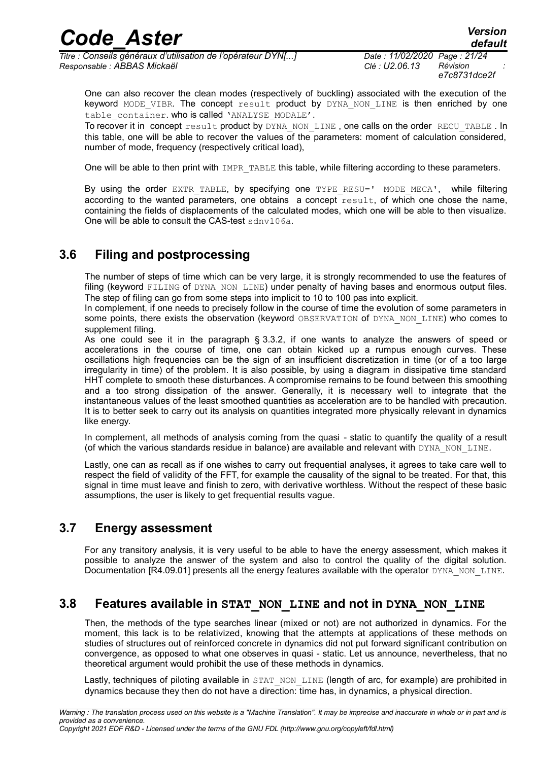One can also recover the clean modes (respectively of buckling) associated with the execution of the keyword MODE_VIBR. The concept result product by DYNA_NON_LINE is then enriched by one table_container. who is called 'ANALYSE_MODALE'.
To recover it in concept result product by DYNA_NON_LINE , one calls on the order RECU_TABLE . In this table, one will be able to recover the values of the parameters: moment of calculation considered, number of mode, frequency (respectively critical load),

One will be able to then print with IMPR_TABLE this table, while filtering according to these parameters.

By using the order EXTR_TABLE, by specifying one TYPE_RESU=' MODE_MECA', while filtering according to the wanted parameters, one obtains a concept result, of which one chose the name, containing the fields of displacements of the calculated modes, which one will be able to then visualize. One will be able to consult the CAS-test sdnv106a.

## 3.6 Filing and postprocessing

The number of steps of time which can be very large, it is strongly recommended to use the features of filing (keyword FILING of DYNA_NON_LINE) under penalty of having bases and enormous output files. The step of filing can go from some steps into implicit to 10 to 100 pas into explicit.
In complement, if one needs to precisely follow in the course of time the evolution of some parameters in some points, there exists the observation (keyword OBSERVATION of DYNA_NON_LINE) who comes to supplement filing.
As one could see it in the paragraph § 3.3.2, if one wants to analyze the answers of speed or accelerations in the course of time, one can obtain kicked up a rumpus enough curves. These oscillations high frequencies can be the sign of an insufficient discretization in time (or of a too large irregularity in time) of the problem. It is also possible, by using a diagram in dissipative time standard HHT complete to smooth these disturbances. A compromise remains to be found between this smoothing and a too strong dissipation of the answer. Generally, it is necessary well to integrate that the instantaneous values of the least smoothed quantities as acceleration are to be handled with precaution. It is to better seek to carry out its analysis on quantities integrated more physically relevant in dynamics like energy.

In complement, all methods of analysis coming from the quasi - static to quantify the quality of a result (of which the various standards residue in balance) are available and relevant with DYNA_NON_LINE.

Lastly, one can as recall as if one wishes to carry out frequential analyses, it agrees to take care well to respect the field of validity of the FFT, for example the causality of the signal to be treated. For that, this signal in time must leave and finish to zero, with derivative worthless. Without the respect of these basic assumptions, the user is likely to get frequential results vague.

## 3.7 Energy assessment

For any transitory analysis, it is very useful to be able to have the energy assessment, which makes it possible to analyze the answer of the system and also to control the quality of the digital solution. Documentation [R4.09.01] presents all the energy features available with the operator DYNA_NON_LINE.

## 3.8 Features available in STAT_NON_LINE and not in DYNA_NON_LINE

Then, the methods of the type searches linear (mixed or not) are not authorized in dynamics. For the moment, this lack is to be relativized, knowing that the attempts at applications of these methods on studies of structures out of reinforced concrete in dynamics did not put forward significant contribution on convergence, as opposed to what one observes in quasi - static. Let us announce, nevertheless, that no theoretical argument would prohibit the use of these methods in dynamics.

Lastly, techniques of piloting available in STAT_NON_LINE (length of arc, for example) are prohibited in dynamics because they then do not have a direction: time has, in dynamics, a physical direction.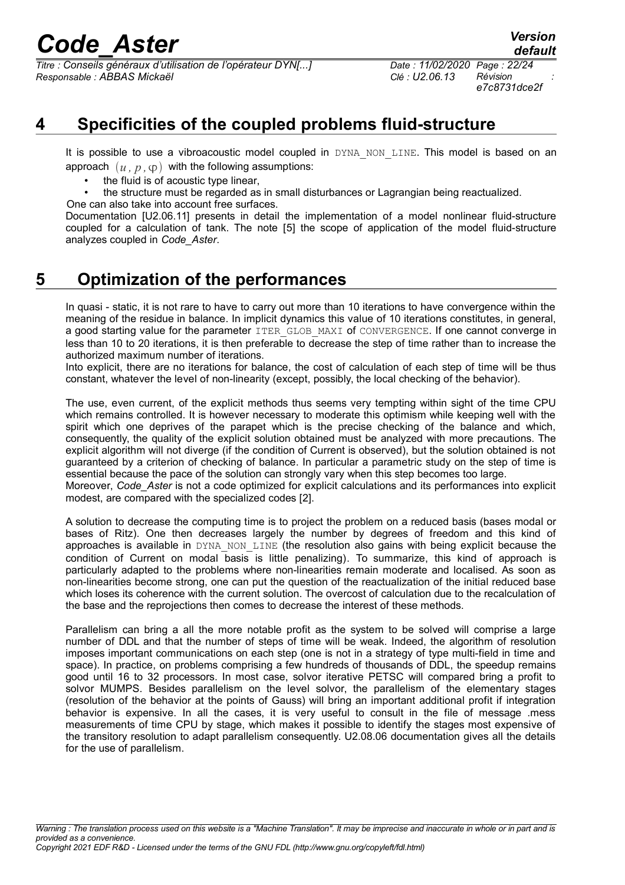## 4 Specificities of the coupled problems fluid-structure

It is possible to use a vibroacoustic model coupled in DYNA_NON_LINE. This model is based on an approach $(u, p, \varphi)$ with the following assumptions:

- the fluid is of acoustic type linear,
- the structure must be regarded as in small disturbances or Lagrangian being reactualized.

One can also take into account free surfaces.

Documentation [U2.06.11] presents in detail the implementation of a model nonlinear fluid-structure coupled for a calculation of tank. The note [5] the scope of application of the model fluid-structure analyzes coupled in *Code_Aster*.

## 5 Optimization of the performances

In quasi - static, it is not rare to have to carry out more than 10 iterations to have convergence within the meaning of the residue in balance. In implicit dynamics this value of 10 iterations constitutes, in general, a good starting value for the parameter ITER_GLOB_MAXI of CONVERGENCE. If one cannot converge in less than 10 to 20 iterations, it is then preferable to decrease the step of time rather than to increase the authorized maximum number of iterations.

Into explicit, there are no iterations for balance, the cost of calculation of each step of time will be thus constant, whatever the level of non-linearity (except, possibly, the local checking of the behavior).

The use, even current, of the explicit methods thus seems very tempting within sight of the time CPU which remains controlled. It is however necessary to moderate this optimism while keeping well with the spirit which one deprives of the parapet which is the precise checking of the balance and which, consequently, the quality of the explicit solution obtained must be analyzed with more precautions. The explicit algorithm will not diverge (if the condition of Current is observed), but the solution obtained is not guaranteed by a criterion of checking of balance. In particular a parametric study on the step of time is essential because the pace of the solution can strongly vary when this step becomes too large.

Moreover, *Code_Aster* is not a code optimized for explicit calculations and its performances into explicit modest, are compared with the specialized codes [2].

A solution to decrease the computing time is to project the problem on a reduced basis (bases modal or bases of Ritz). One then decreases largely the number by degrees of freedom and this kind of approaches is available in DYNA_NON_LINE (the resolution also gains with being explicit because the condition of Current on modal basis is little penalizing). To summarize, this kind of approach is particularly adapted to the problems where non-linearities remain moderate and localised. As soon as non-linearities become strong, one can put the question of the reactualization of the initial reduced base which loses its coherence with the current solution. The overcost of calculation due to the recalculation of the base and the reprojections then comes to decrease the interest of these methods.

Parallelism can bring a all the more notable profit as the system to be solved will comprise a large number of DDL and that the number of steps of time will be weak. Indeed, the algorithm of resolution imposes important communications on each step (one is not in a strategy of type multi-field in time and space). In practice, on problems comprising a few hundreds of thousands of DDL, the speedup remains good until 16 to 32 processors. In most case, solvor iterative PETSC will compared bring a profit to solvor MUMPS. Besides parallelism on the level solvor, the parallelism of the elementary stages (resolution of the behavior at the points of Gauss) will bring an important additional profit if integration behavior is expensive. In all the cases, it is very useful to consult in the file of message .mess measurements of time CPU by stage, which makes it possible to identify the stages most expensive of the transitory resolution to adapt parallelism consequently. U2.08.06 documentation gives all the details for the use of parallelism.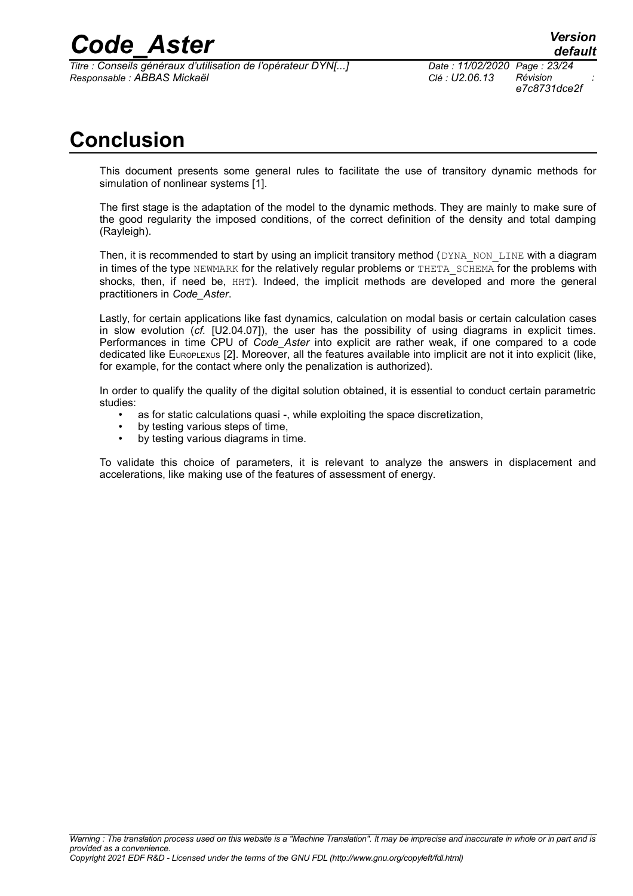# Conclusion

This document presents some general rules to facilitate the use of transitory dynamic methods for simulation of nonlinear systems [1].

The first stage is the adaptation of the model to the dynamic methods. They are mainly to make sure of the good regularity the imposed conditions, of the correct definition of the density and total damping (Rayleigh).

Then, it is recommended to start by using an implicit transitory method (DYNA_NON_LINE with a diagram in times of the type NEWMARK for the relatively regular problems or THETA_SCHEMA for the problems with shocks, then, if need be, HHT). Indeed, the implicit methods are developed and more the general practitioners in *Code_Aster*.

Lastly, for certain applications like fast dynamics, calculation on modal basis or certain calculation cases in slow evolution (*cf.* [U2.04.07]), the user has the possibility of using diagrams in explicit times. Performances in time CPU of *Code_Aster* into explicit are rather weak, if one compared to a code dedicated like EUROPLEXUS [2]. Moreover, all the features available into implicit are not it into explicit (like, for example, for the contact where only the penalization is authorized).

In order to qualify the quality of the digital solution obtained, it is essential to conduct certain parametric studies:

- as for static calculations quasi -, while exploiting the space discretization,
- by testing various steps of time,
- by testing various diagrams in time.

To validate this choice of parameters, it is relevant to analyze the answers in displacement and accelerations, like making use of the features of assessment of energy.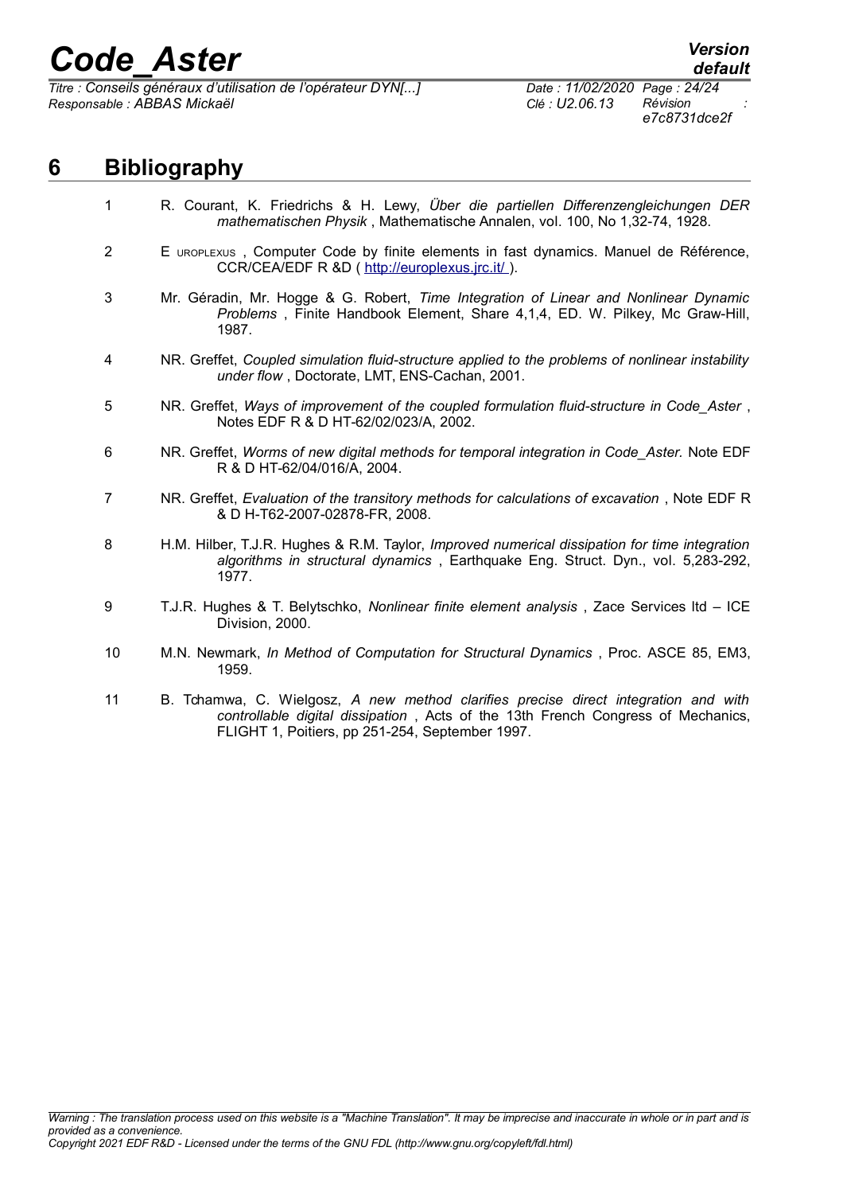# 6 Bibliography

1. R. Courant, K. Friedrichs & H. Lewy, *Über die partiellen Differenzengleichungen DER mathematischen Physik* , Mathematische Annalen, vol. 100, No 1,32-74, 1928.

2. E UROPLEXUS , Computer Code by finite elements in fast dynamics. Manuel de Référence, CCR/CEA/EDF R &D ( http://europlexus.jrc.it/ ).

3. Mr. Géradin, Mr. Hogge & G. Robert, *Time Integration of Linear and Nonlinear Dynamic Problems* , Finite Handbook Element, Share 4,1,4, ED. W. Pilkey, Mc Graw-Hill, 1987.

4. NR. Greffet, *Coupled simulation fluid-structure applied to the problems of nonlinear instability under flow* , Doctorate, LMT, ENS-Cachan, 2001.

5. NR. Greffet, *Ways of improvement of the coupled formulation fluid-structure in Code_Aster* , Notes EDF R & D HT-62/02/023/A, 2002.

6. NR. Greffet, *Worms of new digital methods for temporal integration in Code_Aster.* Note EDF R & D HT-62/04/016/A, 2004.

7. NR. Greffet, *Evaluation of the transitory methods for calculations of excavation* , Note EDF R & D H-T62-2007-02878-FR, 2008.

8. H.M. Hilber, T.J.R. Hughes & R.M. Taylor, *Improved numerical dissipation for time integration algorithms in structural dynamics* , Earthquake Eng. Struct. Dyn., vol. 5,283-292, 1977.

9. T.J.R. Hughes & T. Belytschko, *Nonlinear finite element analysis* , Zace Services ltd – ICE Division, 2000.

10. M.N. Newmark, *In Method of Computation for Structural Dynamics* , Proc. ASCE 85, EM3, 1959.

11. B. Tchamwa, C. Wielgosz, *A new method clarifies precise direct integration and with controllable digital dissipation* , Acts of the 13th French Congress of Mechanics, FLIGHT 1, Poitiers, pp 251-254, September 1997.